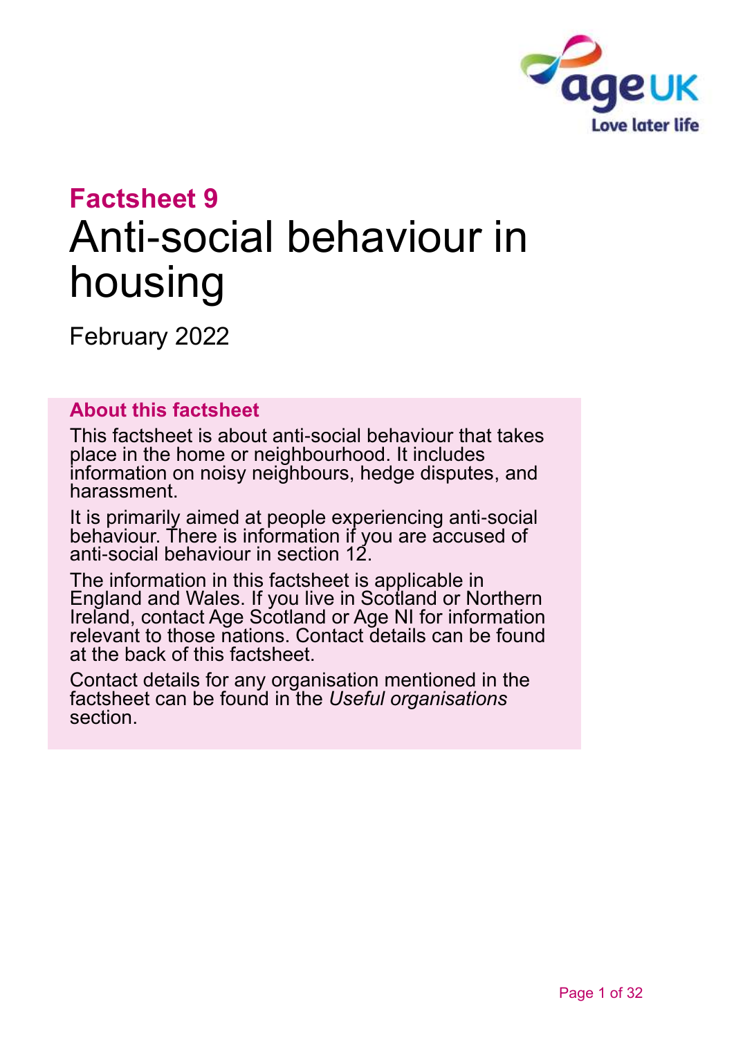# Factsheet 9

# Anti-social behaviour in housing

February 2022

## About this factsheet

This factsheet is about anti-social behaviour that takes place in the home or neighbourhood. It includes information on noisy neighbours, hedge disputes, and harassment.

It is primarily aimed at people experiencing anti-social behaviour. There is information if you are accused of anti-social behaviour in section 12.

The information in this factsheet is applicable in England and Wales. If you live in Scotland or Northern Ireland, contact Age Scotland or Age NI for information relevant to those nations. Contact details can be found at the back of this factsheet.

Contact details for any organisation mentioned in the factsheet can be found in the *Useful organisations* section.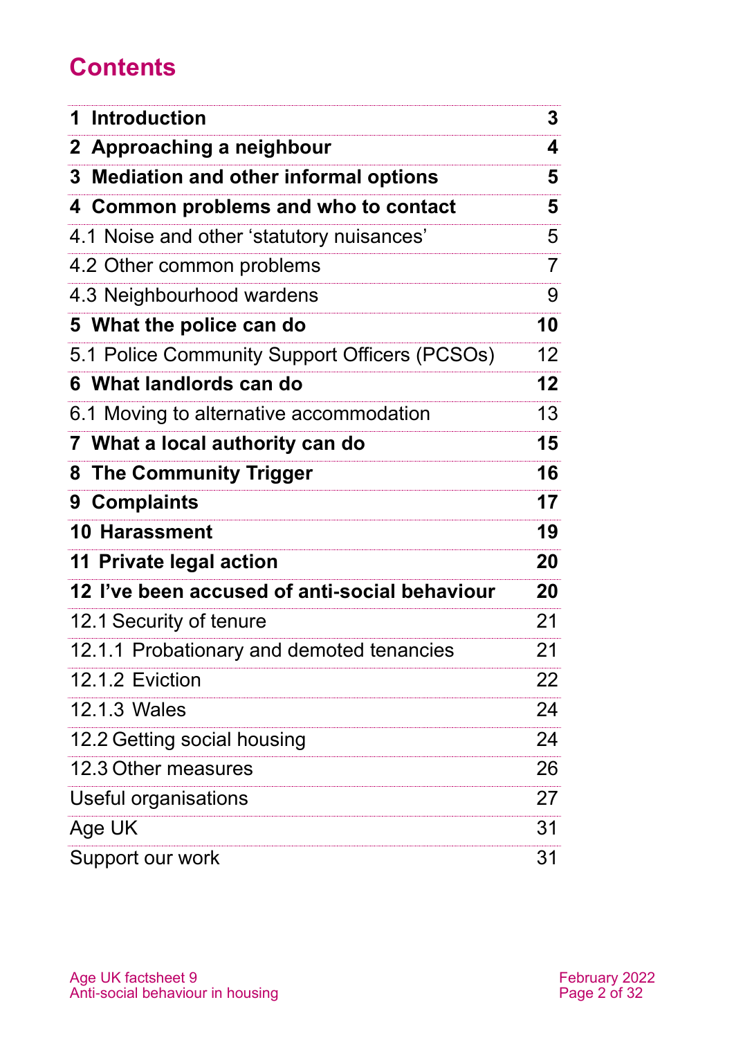# Contents

| | |
|---|---|
| **1 Introduction** | **3** |
| **2 Approaching a neighbour** | **4** |
| **3 Mediation and other informal options** | **5** |
| **4 Common problems and who to contact** | **5** |
| 4.1 Noise and other 'statutory nuisances' | 5 |
| 4.2 Other common problems | 7 |
| 4.3 Neighbourhood wardens | 9 |
| **5 What the police can do** | **10** |
| 5.1 Police Community Support Officers (PCSOs) | 12 |
| **6 What landlords can do** | **12** |
| 6.1 Moving to alternative accommodation | 13 |
| **7 What a local authority can do** | **15** |
| **8 The Community Trigger** | **16** |
| **9 Complaints** | **17** |
| **10 Harassment** | **19** |
| **11 Private legal action** | **20** |
| **12 I've been accused of anti-social behaviour** | **20** |
| 12.1 Security of tenure | 21 |
| 12.1.1 Probationary and demoted tenancies | 21 |
| 12.1.2 Eviction | 22 |
| 12.1.3 Wales | 24 |
| 12.2 Getting social housing | 24 |
| 12.3 Other measures | 26 |
| Useful organisations | 27 |
| Age UK | 31 |
| Support our work | 31 |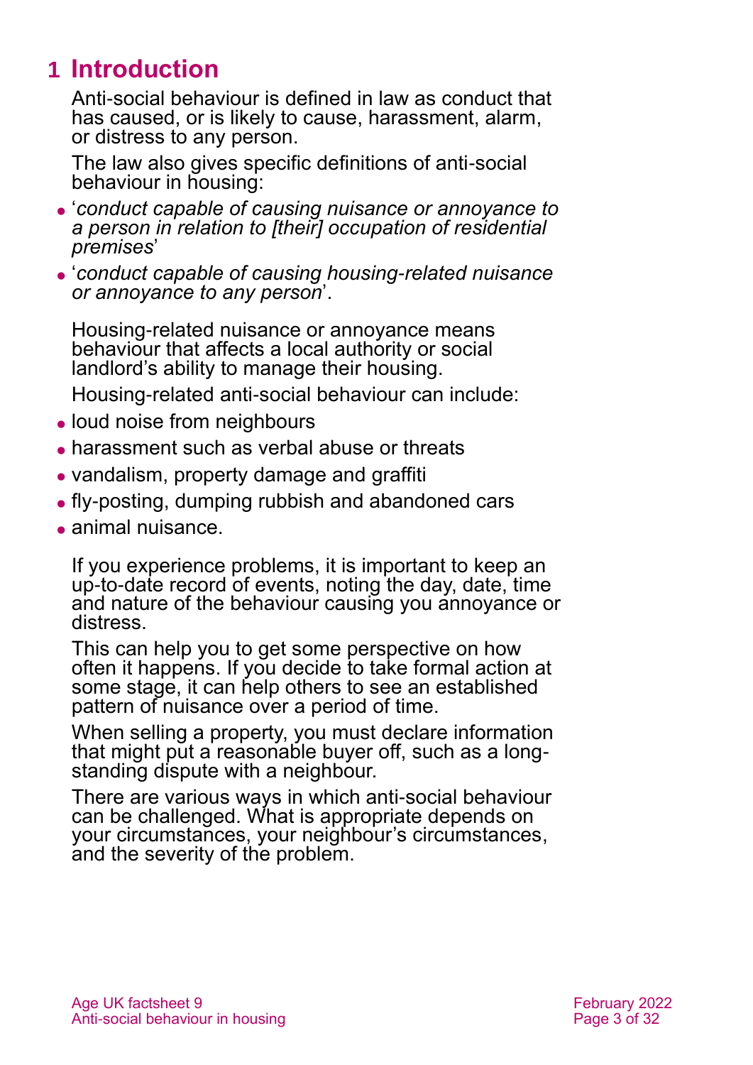# 1 Introduction

Anti-social behaviour is defined in law as conduct that has caused, or is likely to cause, harassment, alarm, or distress to any person.

The law also gives specific definitions of anti-social behaviour in housing:

- '*conduct capable of causing nuisance or annoyance to a person in relation to [their] occupation of residential premises*'
- '*conduct capable of causing housing-related nuisance or annoyance to any person*'.

Housing-related nuisance or annoyance means behaviour that affects a local authority or social landlord's ability to manage their housing.

Housing-related anti-social behaviour can include:

- loud noise from neighbours
- harassment such as verbal abuse or threats
- vandalism, property damage and graffiti
- fly-posting, dumping rubbish and abandoned cars
- animal nuisance.

If you experience problems, it is important to keep an up-to-date record of events, noting the day, date, time and nature of the behaviour causing you annoyance or distress.

This can help you to get some perspective on how often it happens. If you decide to take formal action at some stage, it can help others to see an established pattern of nuisance over a period of time.

When selling a property, you must declare information that might put a reasonable buyer off, such as a long-standing dispute with a neighbour.

There are various ways in which anti-social behaviour can be challenged. What is appropriate depends on your circumstances, your neighbour's circumstances, and the severity of the problem.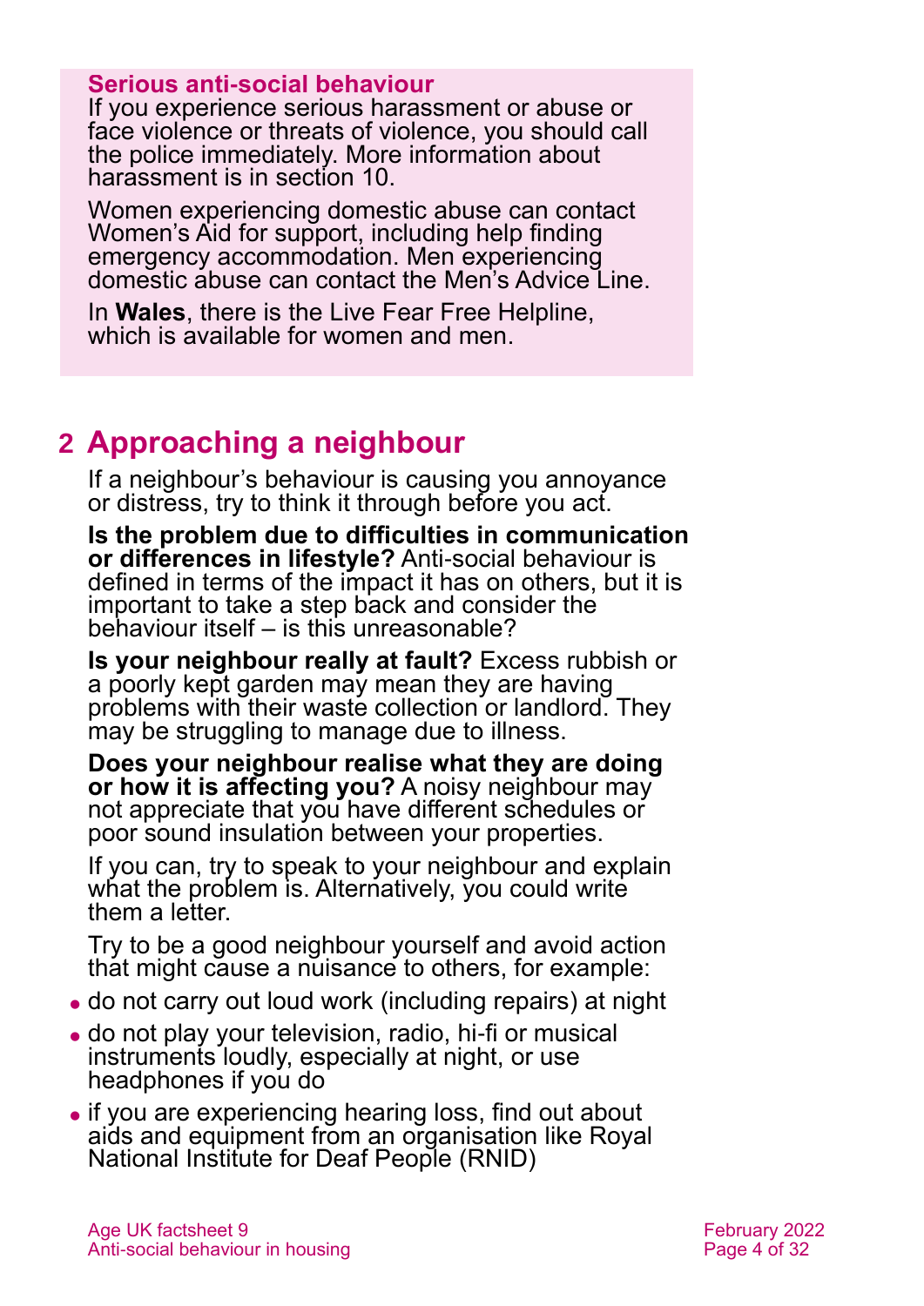**Serious anti-social behaviour**

If you experience serious harassment or abuse or face violence or threats of violence, you should call the police immediately. More information about harassment is in section 10.

Women experiencing domestic abuse can contact Women's Aid for support, including help finding emergency accommodation. Men experiencing domestic abuse can contact the Men's Advice Line.

In **Wales**, there is the Live Fear Free Helpline, which is available for women and men.

## 2 Approaching a neighbour

If a neighbour's behaviour is causing you annoyance or distress, try to think it through before you act.

**Is the problem due to difficulties in communication or differences in lifestyle?** Anti-social behaviour is defined in terms of the impact it has on others, but it is important to take a step back and consider the behaviour itself – is this unreasonable?

**Is your neighbour really at fault?** Excess rubbish or a poorly kept garden may mean they are having problems with their waste collection or landlord. They may be struggling to manage due to illness.

**Does your neighbour realise what they are doing or how it is affecting you?** A noisy neighbour may not appreciate that you have different schedules or poor sound insulation between your properties.

If you can, try to speak to your neighbour and explain what the problem is. Alternatively, you could write them a letter.

Try to be a good neighbour yourself and avoid action that might cause a nuisance to others, for example:

- do not carry out loud work (including repairs) at night
- do not play your television, radio, hi-fi or musical instruments loudly, especially at night, or use headphones if you do
- if you are experiencing hearing loss, find out about aids and equipment from an organisation like Royal National Institute for Deaf People (RNID)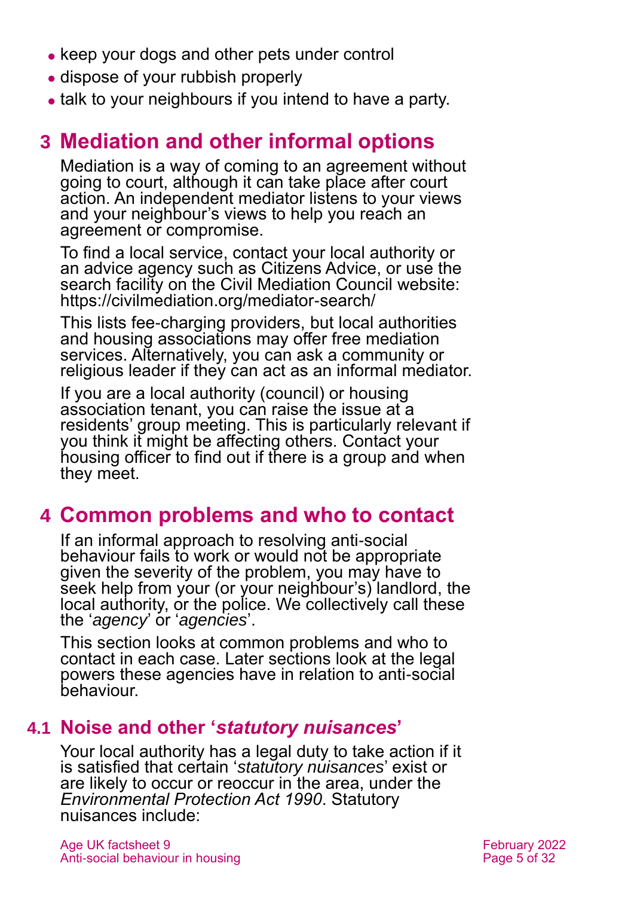- keep your dogs and other pets under control
- dispose of your rubbish properly
- talk to your neighbours if you intend to have a party.

## 3 Mediation and other informal options

Mediation is a way of coming to an agreement without going to court, although it can take place after court action. An independent mediator listens to your views and your neighbour's views to help you reach an agreement or compromise.

To find a local service, contact your local authority or an advice agency such as Citizens Advice, or use the search facility on the Civil Mediation Council website: https://civilmediation.org/mediator-search/

This lists fee-charging providers, but local authorities and housing associations may offer free mediation services. Alternatively, you can ask a community or religious leader if they can act as an informal mediator.

If you are a local authority (council) or housing association tenant, you can raise the issue at a residents' group meeting. This is particularly relevant if you think it might be affecting others. Contact your housing officer to find out if there is a group and when they meet.

## 4 Common problems and who to contact

If an informal approach to resolving anti-social behaviour fails to work or would not be appropriate given the severity of the problem, you may have to seek help from your (or your neighbour's) landlord, the local authority, or the police. We collectively call these the '*agency*' or '*agencies*'.

This section looks at common problems and who to contact in each case. Later sections look at the legal powers these agencies have in relation to anti-social behaviour.

### 4.1 Noise and other '*statutory nuisances*'

Your local authority has a legal duty to take action if it is satisfied that certain '*statutory nuisances*' exist or are likely to occur or reoccur in the area, under the *Environmental Protection Act 1990*. Statutory nuisances include: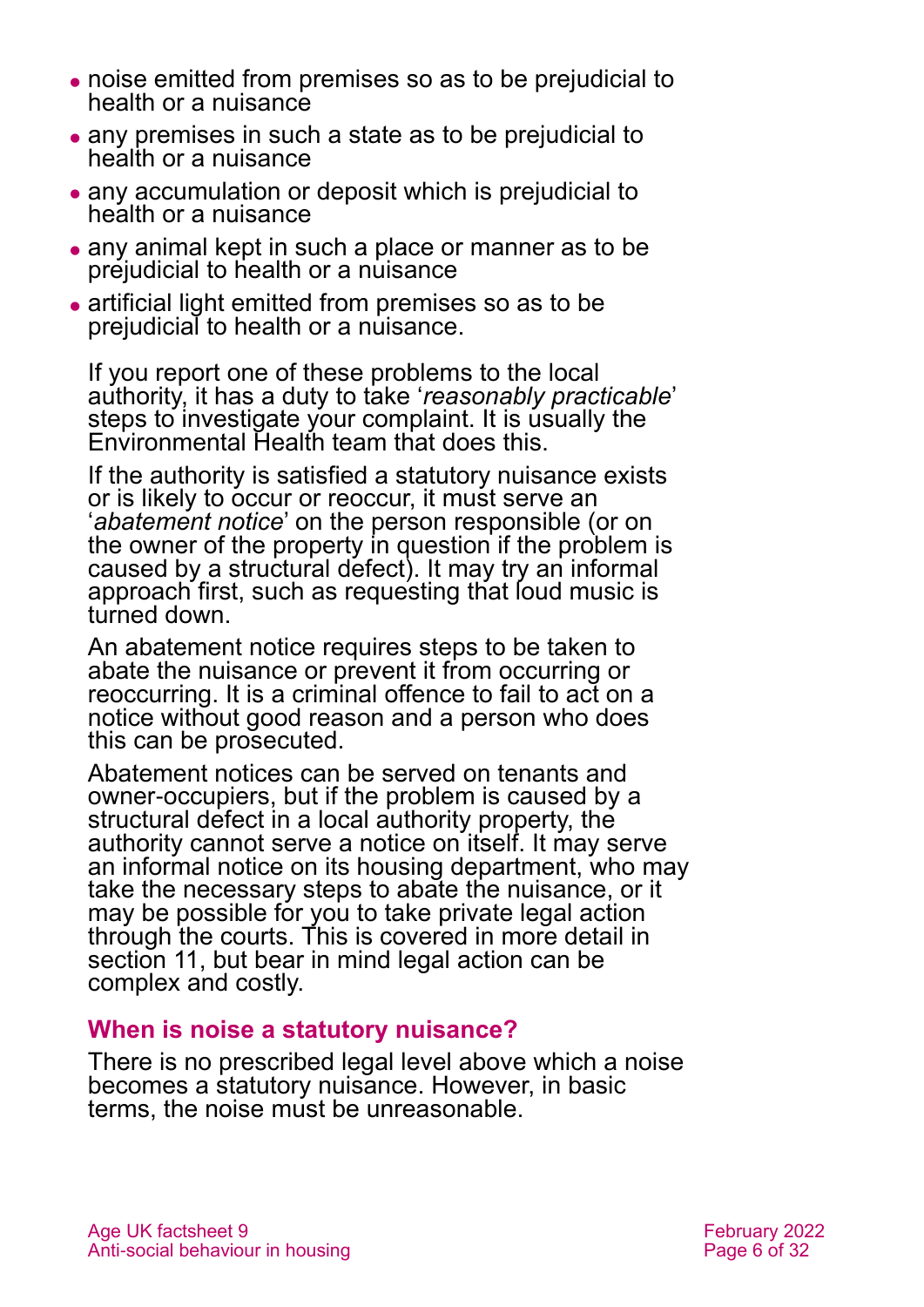- noise emitted from premises so as to be prejudicial to health or a nuisance
- any premises in such a state as to be prejudicial to health or a nuisance
- any accumulation or deposit which is prejudicial to health or a nuisance
- any animal kept in such a place or manner as to be prejudicial to health or a nuisance
- artificial light emitted from premises so as to be prejudicial to health or a nuisance.

If you report one of these problems to the local authority, it has a duty to take '*reasonably practicable*' steps to investigate your complaint. It is usually the Environmental Health team that does this.

If the authority is satisfied a statutory nuisance exists or is likely to occur or reoccur, it must serve an '*abatement notice*' on the person responsible (or on the owner of the property in question if the problem is caused by a structural defect). It may try an informal approach first, such as requesting that loud music is turned down.

An abatement notice requires steps to be taken to abate the nuisance or prevent it from occurring or reoccurring. It is a criminal offence to fail to act on a notice without good reason and a person who does this can be prosecuted.

Abatement notices can be served on tenants and owner-occupiers, but if the problem is caused by a structural defect in a local authority property, the authority cannot serve a notice on itself. It may serve an informal notice on its housing department, who may take the necessary steps to abate the nuisance, or it may be possible for you to take private legal action through the courts. This is covered in more detail in section 11, but bear in mind legal action can be complex and costly.

### When is noise a statutory nuisance?

There is no prescribed legal level above which a noise becomes a statutory nuisance. However, in basic terms, the noise must be unreasonable.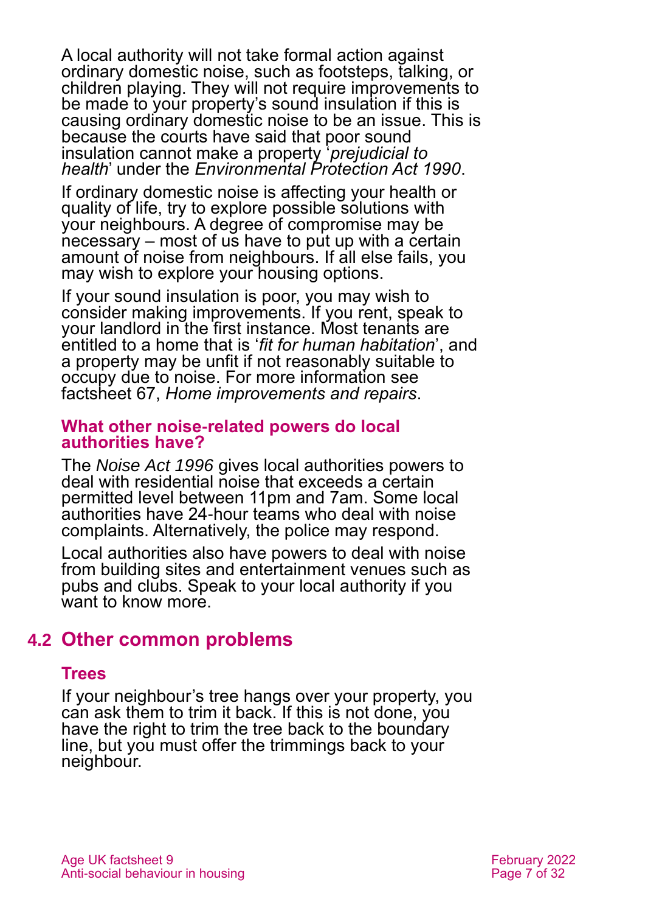A local authority will not take formal action against ordinary domestic noise, such as footsteps, talking, or children playing. They will not require improvements to be made to your property's sound insulation if this is causing ordinary domestic noise to be an issue. This is because the courts have said that poor sound insulation cannot make a property '*prejudicial to health*' under the *Environmental Protection Act 1990*.

If ordinary domestic noise is affecting your health or quality of life, try to explore possible solutions with your neighbours. A degree of compromise may be necessary – most of us have to put up with a certain amount of noise from neighbours. If all else fails, you may wish to explore your housing options.

If your sound insulation is poor, you may wish to consider making improvements. If you rent, speak to your landlord in the first instance. Most tenants are entitled to a home that is '*fit for human habitation*', and a property may be unfit if not reasonably suitable to occupy due to noise. For more information see factsheet 67, *Home improvements and repairs*.

### What other noise-related powers do local authorities have?

The *Noise Act 1996* gives local authorities powers to deal with residential noise that exceeds a certain permitted level between 11pm and 7am. Some local authorities have 24-hour teams who deal with noise complaints. Alternatively, the police may respond.

Local authorities also have powers to deal with noise from building sites and entertainment venues such as pubs and clubs. Speak to your local authority if you want to know more.

## 4.2 Other common problems

### Trees

If your neighbour's tree hangs over your property, you can ask them to trim it back. If this is not done, you have the right to trim the tree back to the boundary line, but you must offer the trimmings back to your neighbour.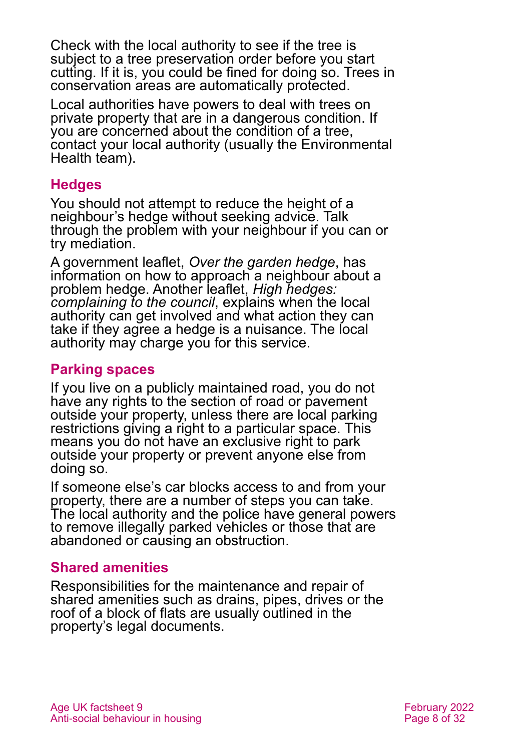Check with the local authority to see if the tree is subject to a tree preservation order before you start cutting. If it is, you could be fined for doing so. Trees in conservation areas are automatically protected.

Local authorities have powers to deal with trees on private property that are in a dangerous condition. If you are concerned about the condition of a tree, contact your local authority (usually the Environmental Health team).

## Hedges

You should not attempt to reduce the height of a neighbour's hedge without seeking advice. Talk through the problem with your neighbour if you can or try mediation.

A government leaflet, *Over the garden hedge*, has information on how to approach a neighbour about a problem hedge. Another leaflet, *High hedges: complaining to the council*, explains when the local authority can get involved and what action they can take if they agree a hedge is a nuisance. The local authority may charge you for this service.

## Parking spaces

If you live on a publicly maintained road, you do not have any rights to the section of road or pavement outside your property, unless there are local parking restrictions giving a right to a particular space. This means you do not have an exclusive right to park outside your property or prevent anyone else from doing so.

If someone else's car blocks access to and from your property, there are a number of steps you can take. The local authority and the police have general powers to remove illegally parked vehicles or those that are abandoned or causing an obstruction.

## Shared amenities

Responsibilities for the maintenance and repair of shared amenities such as drains, pipes, drives or the roof of a block of flats are usually outlined in the property's legal documents.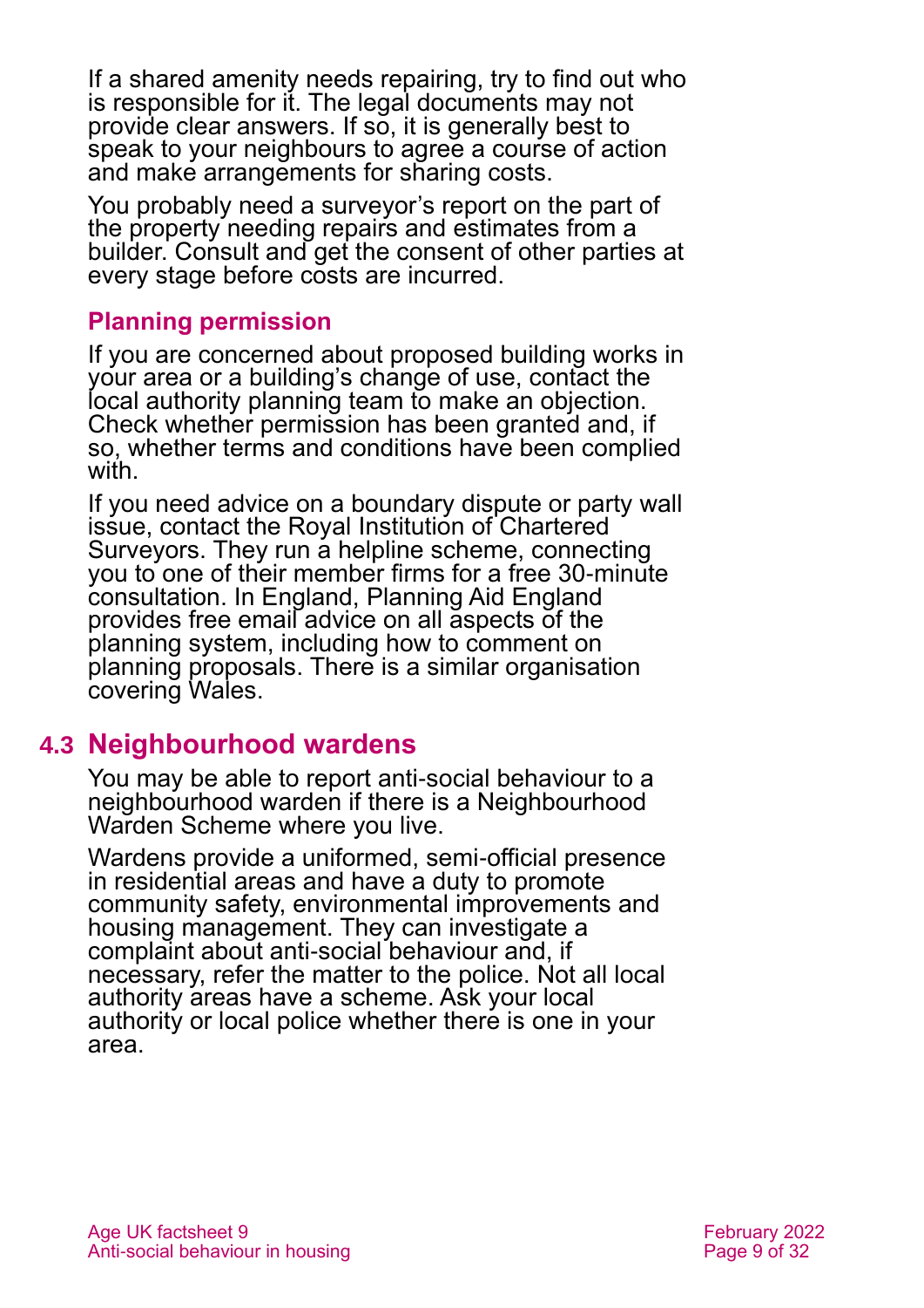If a shared amenity needs repairing, try to find out who is responsible for it. The legal documents may not provide clear answers. If so, it is generally best to speak to your neighbours to agree a course of action and make arrangements for sharing costs.

You probably need a surveyor's report on the part of the property needing repairs and estimates from a builder. Consult and get the consent of other parties at every stage before costs are incurred.

### Planning permission

If you are concerned about proposed building works in your area or a building's change of use, contact the local authority planning team to make an objection. Check whether permission has been granted and, if so, whether terms and conditions have been complied with.

If you need advice on a boundary dispute or party wall issue, contact the Royal Institution of Chartered Surveyors. They run a helpline scheme, connecting you to one of their member firms for a free 30-minute consultation. In England, Planning Aid England provides free email advice on all aspects of the planning system, including how to comment on planning proposals. There is a similar organisation covering Wales.

## 4.3 Neighbourhood wardens

You may be able to report anti-social behaviour to a neighbourhood warden if there is a Neighbourhood Warden Scheme where you live.

Wardens provide a uniformed, semi-official presence in residential areas and have a duty to promote community safety, environmental improvements and housing management. They can investigate a complaint about anti-social behaviour and, if necessary, refer the matter to the police. Not all local authority areas have a scheme. Ask your local authority or local police whether there is one in your area.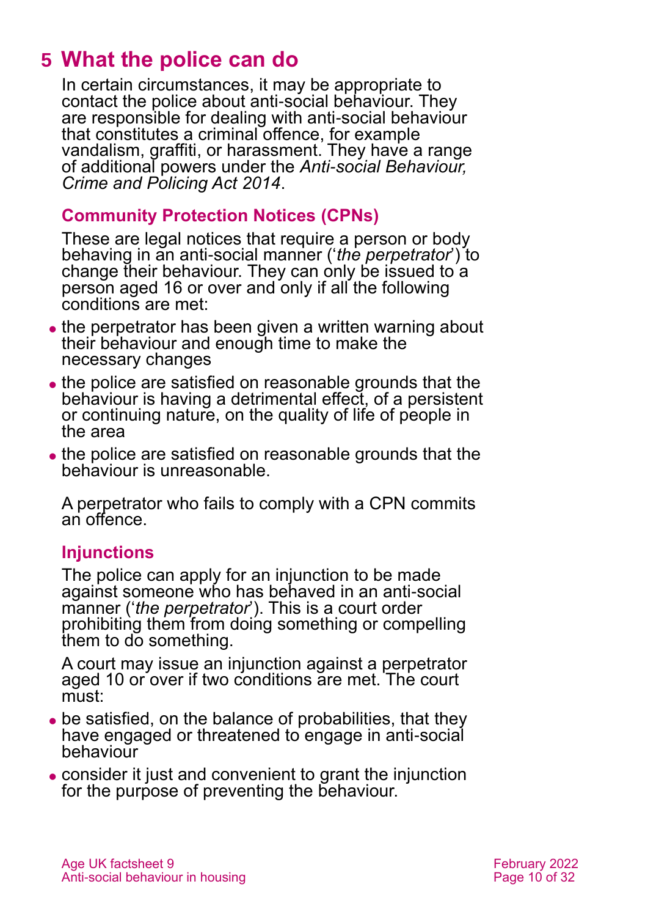## 5 What the police can do

In certain circumstances, it may be appropriate to contact the police about anti-social behaviour. They are responsible for dealing with anti-social behaviour that constitutes a criminal offence, for example vandalism, graffiti, or harassment. They have a range of additional powers under the *Anti-social Behaviour, Crime and Policing Act 2014*.

### Community Protection Notices (CPNs)

These are legal notices that require a person or body behaving in an anti-social manner (‘*the perpetrator*’) to change their behaviour. They can only be issued to a person aged 16 or over and only if all the following conditions are met:

- the perpetrator has been given a written warning about their behaviour and enough time to make the necessary changes
- the police are satisfied on reasonable grounds that the behaviour is having a detrimental effect, of a persistent or continuing nature, on the quality of life of people in the area
- the police are satisfied on reasonable grounds that the behaviour is unreasonable.

A perpetrator who fails to comply with a CPN commits an offence.

### Injunctions

The police can apply for an injunction to be made against someone who has behaved in an anti-social manner (‘*the perpetrator*’). This is a court order prohibiting them from doing something or compelling them to do something.

A court may issue an injunction against a perpetrator aged 10 or over if two conditions are met. The court must:

- be satisfied, on the balance of probabilities, that they have engaged or threatened to engage in anti-social behaviour
- consider it just and convenient to grant the injunction for the purpose of preventing the behaviour.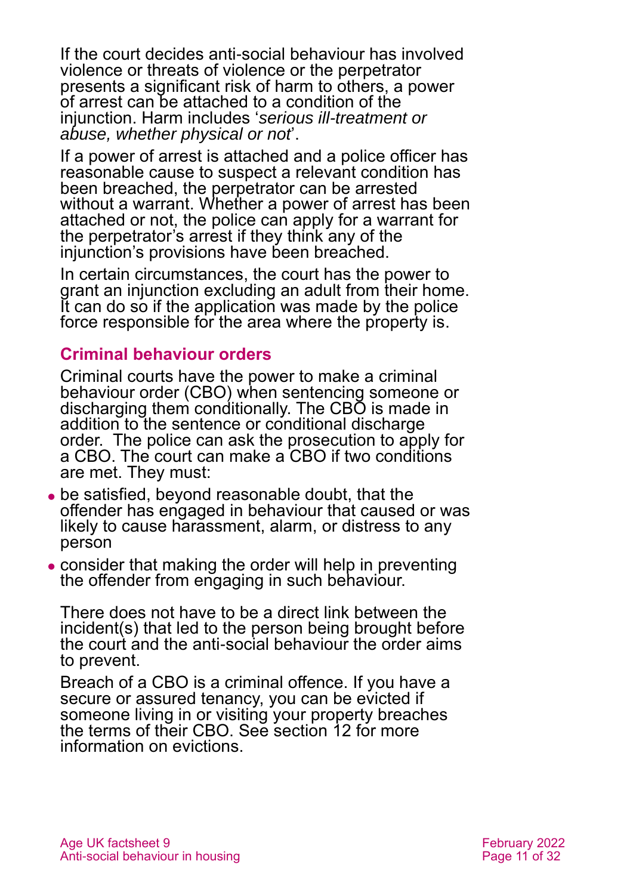If the court decides anti-social behaviour has involved violence or threats of violence or the perpetrator presents a significant risk of harm to others, a power of arrest can be attached to a condition of the injunction. Harm includes '*serious ill-treatment or abuse, whether physical or not*'.

If a power of arrest is attached and a police officer has reasonable cause to suspect a relevant condition has been breached, the perpetrator can be arrested without a warrant. Whether a power of arrest has been attached or not, the police can apply for a warrant for the perpetrator's arrest if they think any of the injunction's provisions have been breached.

In certain circumstances, the court has the power to grant an injunction excluding an adult from their home. It can do so if the application was made by the police force responsible for the area where the property is.

### Criminal behaviour orders

Criminal courts have the power to make a criminal behaviour order (CBO) when sentencing someone or discharging them conditionally. The CBO is made in addition to the sentence or conditional discharge order. The police can ask the prosecution to apply for a CBO. The court can make a CBO if two conditions are met. They must:

- be satisfied, beyond reasonable doubt, that the offender has engaged in behaviour that caused or was likely to cause harassment, alarm, or distress to any person
- consider that making the order will help in preventing the offender from engaging in such behaviour.

There does not have to be a direct link between the incident(s) that led to the person being brought before the court and the anti-social behaviour the order aims to prevent.

Breach of a CBO is a criminal offence. If you have a secure or assured tenancy, you can be evicted if someone living in or visiting your property breaches the terms of their CBO. See section 12 for more information on evictions.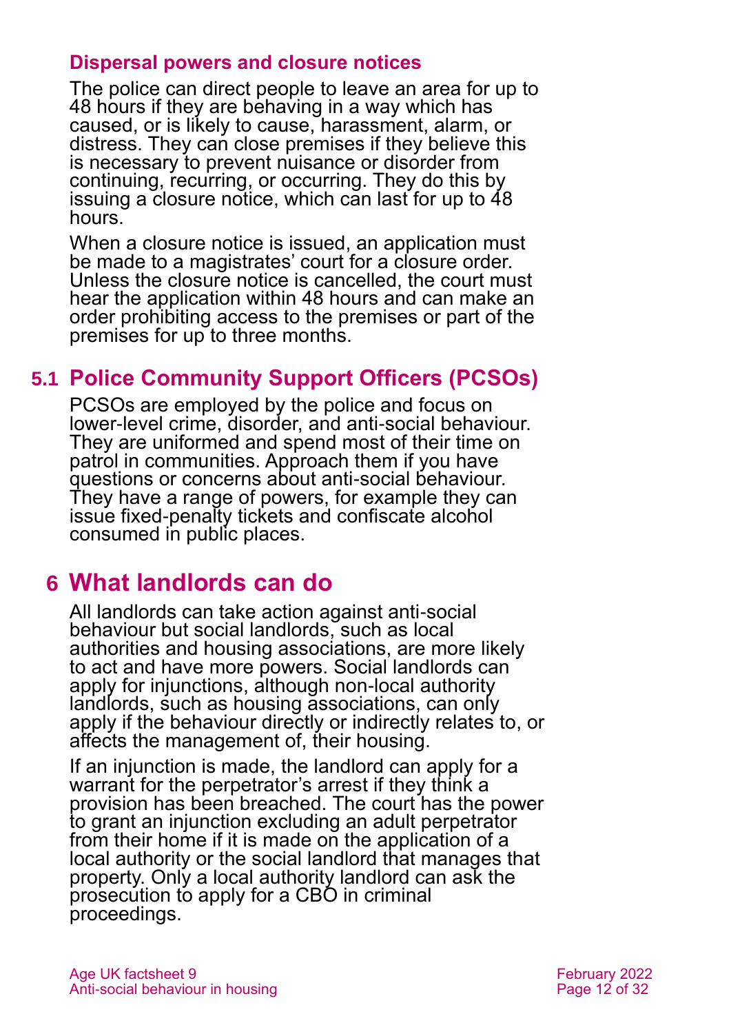### Dispersal powers and closure notices

The police can direct people to leave an area for up to 48 hours if they are behaving in a way which has caused, or is likely to cause, harassment, alarm, or distress. They can close premises if they believe this is necessary to prevent nuisance or disorder from continuing, recurring, or occurring. They do this by issuing a closure notice, which can last for up to 48 hours.

When a closure notice is issued, an application must be made to a magistrates' court for a closure order. Unless the closure notice is cancelled, the court must hear the application within 48 hours and can make an order prohibiting access to the premises or part of the premises for up to three months.

## 5.1 Police Community Support Officers (PCSOs)

PCSOs are employed by the police and focus on lower-level crime, disorder, and anti-social behaviour. They are uniformed and spend most of their time on patrol in communities. Approach them if you have questions or concerns about anti-social behaviour. They have a range of powers, for example they can issue fixed-penalty tickets and confiscate alcohol consumed in public places.

# 6 What landlords can do

All landlords can take action against anti-social behaviour but social landlords, such as local authorities and housing associations, are more likely to act and have more powers. Social landlords can apply for injunctions, although non-local authority landlords, such as housing associations, can only apply if the behaviour directly or indirectly relates to, or affects the management of, their housing.

If an injunction is made, the landlord can apply for a warrant for the perpetrator's arrest if they think a provision has been breached. The court has the power to grant an injunction excluding an adult perpetrator from their home if it is made on the application of a local authority or the social landlord that manages that property. Only a local authority landlord can ask the prosecution to apply for a CBO in criminal proceedings.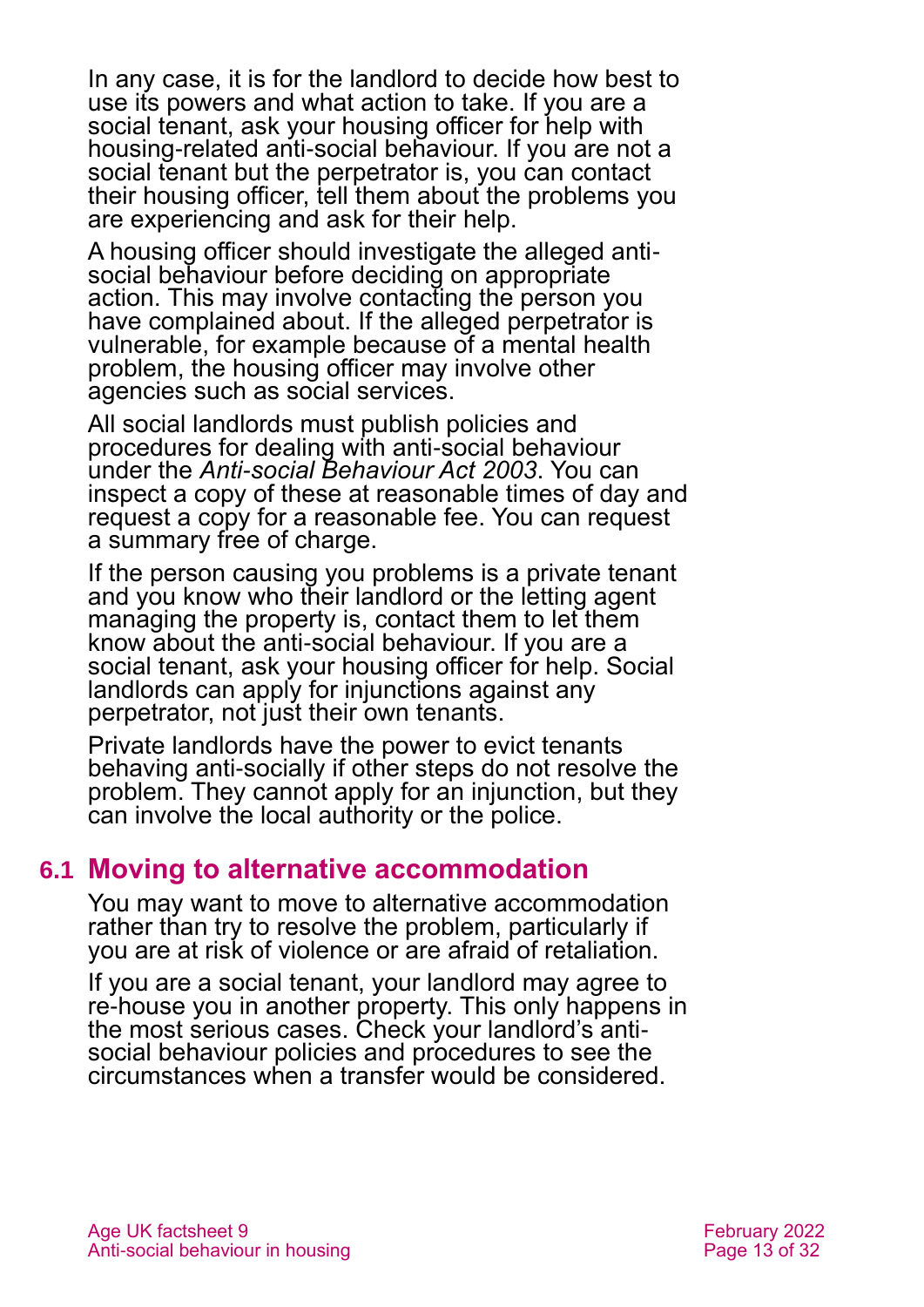In any case, it is for the landlord to decide how best to use its powers and what action to take. If you are a social tenant, ask your housing officer for help with housing-related anti-social behaviour. If you are not a social tenant but the perpetrator is, you can contact their housing officer, tell them about the problems you are experiencing and ask for their help.

A housing officer should investigate the alleged anti-social behaviour before deciding on appropriate action. This may involve contacting the person you have complained about. If the alleged perpetrator is vulnerable, for example because of a mental health problem, the housing officer may involve other agencies such as social services.

All social landlords must publish policies and procedures for dealing with anti-social behaviour under the *Anti-social Behaviour Act 2003*. You can inspect a copy of these at reasonable times of day and request a copy for a reasonable fee. You can request a summary free of charge.

If the person causing you problems is a private tenant and you know who their landlord or the letting agent managing the property is, contact them to let them know about the anti-social behaviour. If you are a social tenant, ask your housing officer for help. Social landlords can apply for injunctions against any perpetrator, not just their own tenants.

Private landlords have the power to evict tenants behaving anti-socially if other steps do not resolve the problem. They cannot apply for an injunction, but they can involve the local authority or the police.

## 6.1 Moving to alternative accommodation

You may want to move to alternative accommodation rather than try to resolve the problem, particularly if you are at risk of violence or are afraid of retaliation.

If you are a social tenant, your landlord may agree to re-house you in another property. This only happens in the most serious cases. Check your landlord's anti-social behaviour policies and procedures to see the circumstances when a transfer would be considered.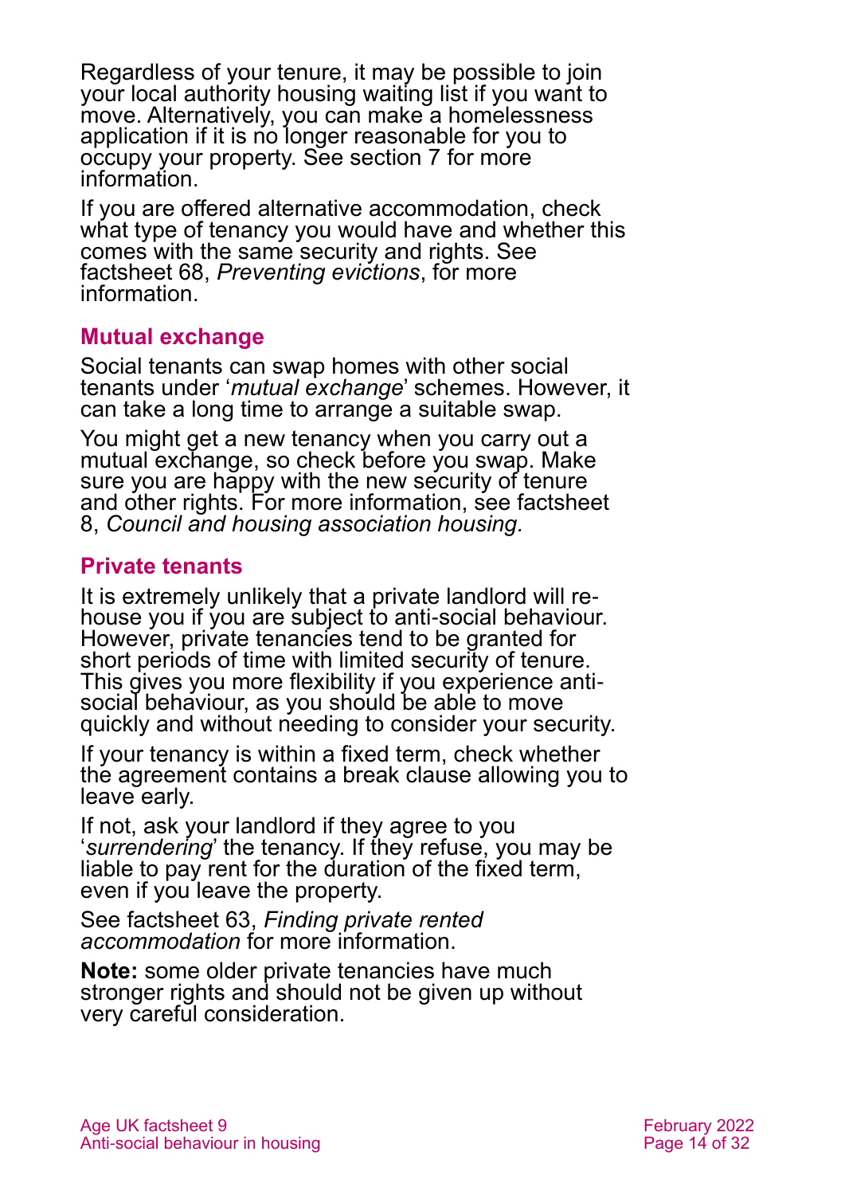Regardless of your tenure, it may be possible to join your local authority housing waiting list if you want to move. Alternatively, you can make a homelessness application if it is no longer reasonable for you to occupy your property. See section 7 for more information.

If you are offered alternative accommodation, check what type of tenancy you would have and whether this comes with the same security and rights. See factsheet 68, *Preventing evictions*, for more information.

## Mutual exchange

Social tenants can swap homes with other social tenants under '*mutual exchange*' schemes. However, it can take a long time to arrange a suitable swap.

You might get a new tenancy when you carry out a mutual exchange, so check before you swap. Make sure you are happy with the new security of tenure and other rights. For more information, see factsheet 8, *Council and housing association housing.*

## Private tenants

It is extremely unlikely that a private landlord will re-house you if you are subject to anti-social behaviour. However, private tenancies tend to be granted for short periods of time with limited security of tenure. This gives you more flexibility if you experience anti-social behaviour, as you should be able to move quickly and without needing to consider your security.

If your tenancy is within a fixed term, check whether the agreement contains a break clause allowing you to leave early.

If not, ask your landlord if they agree to you '*surrendering*' the tenancy. If they refuse, you may be liable to pay rent for the duration of the fixed term, even if you leave the property.

See factsheet 63, *Finding private rented accommodation* for more information.

**Note:** some older private tenancies have much stronger rights and should not be given up without very careful consideration.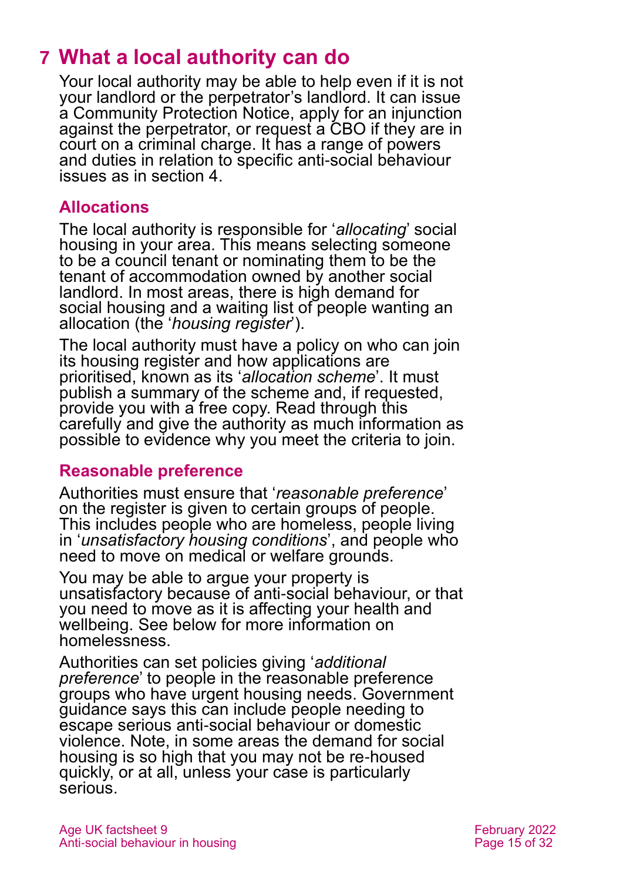# 7 What a local authority can do

Your local authority may be able to help even if it is not your landlord or the perpetrator's landlord. It can issue a Community Protection Notice, apply for an injunction against the perpetrator, or request a CBO if they are in court on a criminal charge. It has a range of powers and duties in relation to specific anti-social behaviour issues as in section 4.

## Allocations

The local authority is responsible for '*allocating*' social housing in your area. This means selecting someone to be a council tenant or nominating them to be the tenant of accommodation owned by another social landlord. In most areas, there is high demand for social housing and a waiting list of people wanting an allocation (the '*housing register*').

The local authority must have a policy on who can join its housing register and how applications are prioritised, known as its '*allocation scheme*'. It must publish a summary of the scheme and, if requested, provide you with a free copy. Read through this carefully and give the authority as much information as possible to evidence why you meet the criteria to join.

## Reasonable preference

Authorities must ensure that '*reasonable preference*' on the register is given to certain groups of people. This includes people who are homeless, people living in '*unsatisfactory housing conditions*', and people who need to move on medical or welfare grounds.

You may be able to argue your property is unsatisfactory because of anti-social behaviour, or that you need to move as it is affecting your health and wellbeing. See below for more information on homelessness.

Authorities can set policies giving '*additional preference*' to people in the reasonable preference groups who have urgent housing needs. Government guidance says this can include people needing to escape serious anti-social behaviour or domestic violence. Note, in some areas the demand for social housing is so high that you may not be re-housed quickly, or at all, unless your case is particularly serious.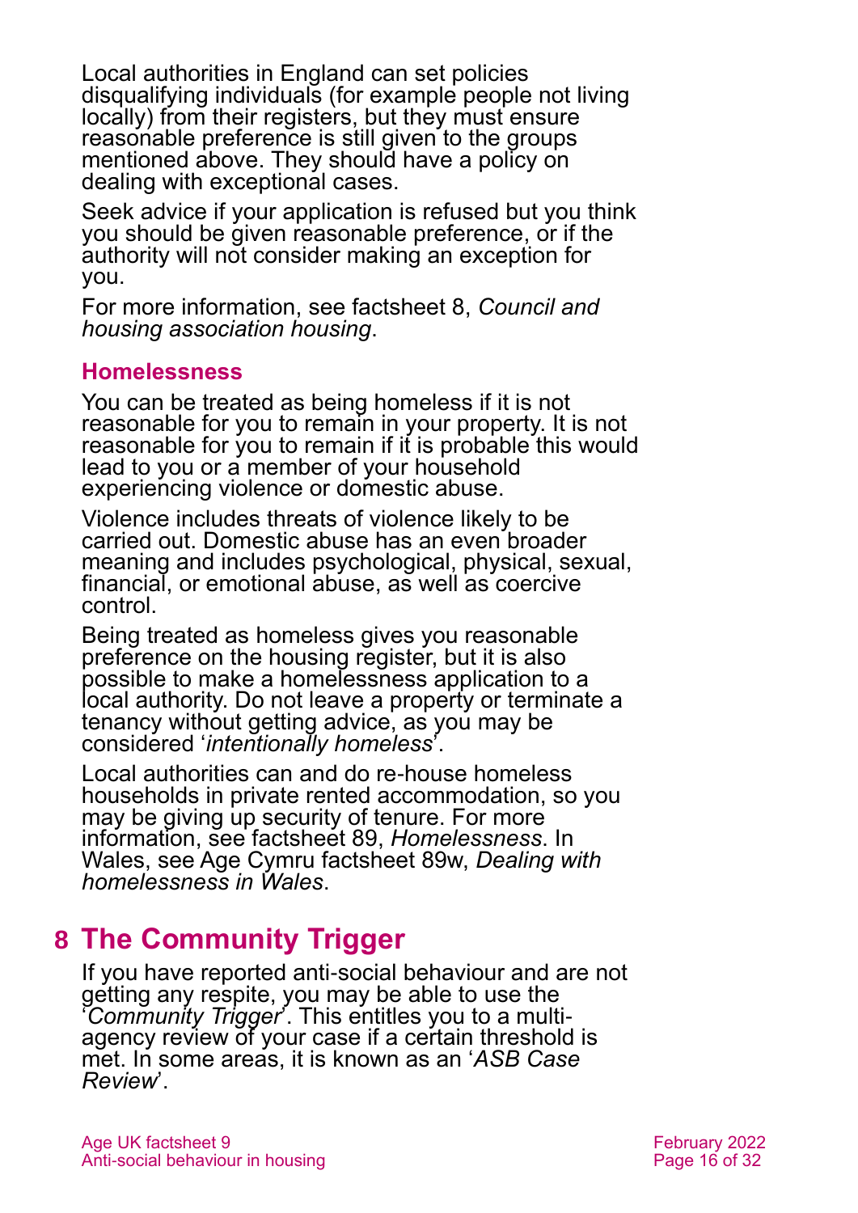Local authorities in England can set policies disqualifying individuals (for example people not living locally) from their registers, but they must ensure reasonable preference is still given to the groups mentioned above. They should have a policy on dealing with exceptional cases.

Seek advice if your application is refused but you think you should be given reasonable preference, or if the authority will not consider making an exception for you.

For more information, see factsheet 8, *Council and housing association housing*.

### Homelessness

You can be treated as being homeless if it is not reasonable for you to remain in your property. It is not reasonable for you to remain if it is probable this would lead to you or a member of your household experiencing violence or domestic abuse.

Violence includes threats of violence likely to be carried out. Domestic abuse has an even broader meaning and includes psychological, physical, sexual, financial, or emotional abuse, as well as coercive control.

Being treated as homeless gives you reasonable preference on the housing register, but it is also possible to make a homelessness application to a local authority. Do not leave a property or terminate a tenancy without getting advice, as you may be considered '*intentionally homeless*'.

Local authorities can and do re-house homeless households in private rented accommodation, so you may be giving up security of tenure. For more information, see factsheet 89, *Homelessness*. In Wales, see Age Cymru factsheet 89w, *Dealing with homelessness in Wales*.

## 8 The Community Trigger

If you have reported anti-social behaviour and are not getting any respite, you may be able to use the '*Community Trigger*'. This entitles you to a multi-agency review of your case if a certain threshold is met. In some areas, it is known as an '*ASB Case Review*'.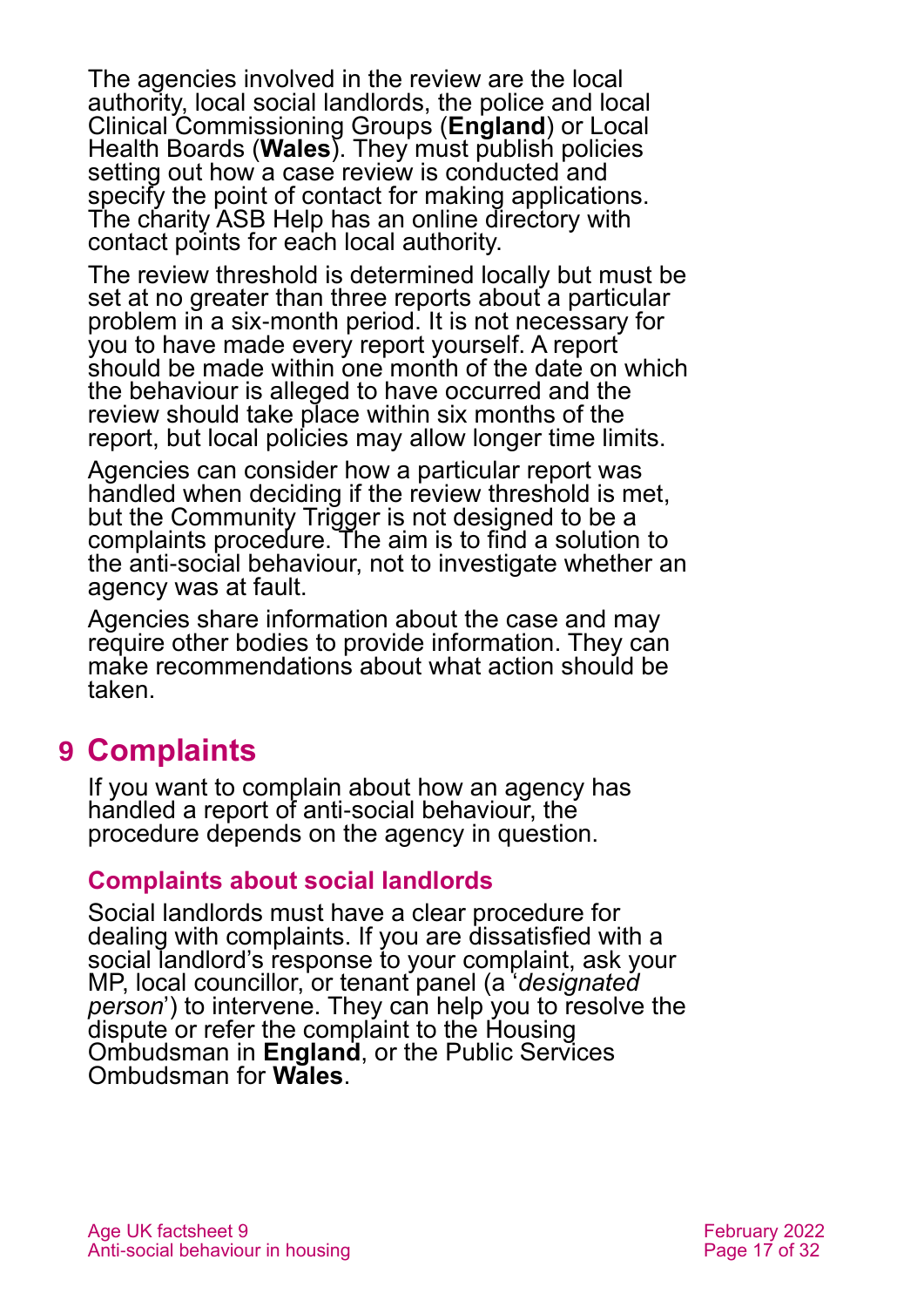The agencies involved in the review are the local authority, local social landlords, the police and local Clinical Commissioning Groups (**England**) or Local Health Boards (**Wales**). They must publish policies setting out how a case review is conducted and specify the point of contact for making applications. The charity ASB Help has an online directory with contact points for each local authority.

The review threshold is determined locally but must be set at no greater than three reports about a particular problem in a six-month period. It is not necessary for you to have made every report yourself. A report should be made within one month of the date on which the behaviour is alleged to have occurred and the review should take place within six months of the report, but local policies may allow longer time limits.

Agencies can consider how a particular report was handled when deciding if the review threshold is met, but the Community Trigger is not designed to be a complaints procedure. The aim is to find a solution to the anti-social behaviour, not to investigate whether an agency was at fault.

Agencies share information about the case and may require other bodies to provide information. They can make recommendations about what action should be taken.

# 9 Complaints

If you want to complain about how an agency has handled a report of anti-social behaviour, the procedure depends on the agency in question.

## Complaints about social landlords

Social landlords must have a clear procedure for dealing with complaints. If you are dissatisfied with a social landlord's response to your complaint, ask your MP, local councillor, or tenant panel (a '*designated person*') to intervene. They can help you to resolve the dispute or refer the complaint to the Housing Ombudsman in **England**, or the Public Services Ombudsman for **Wales**.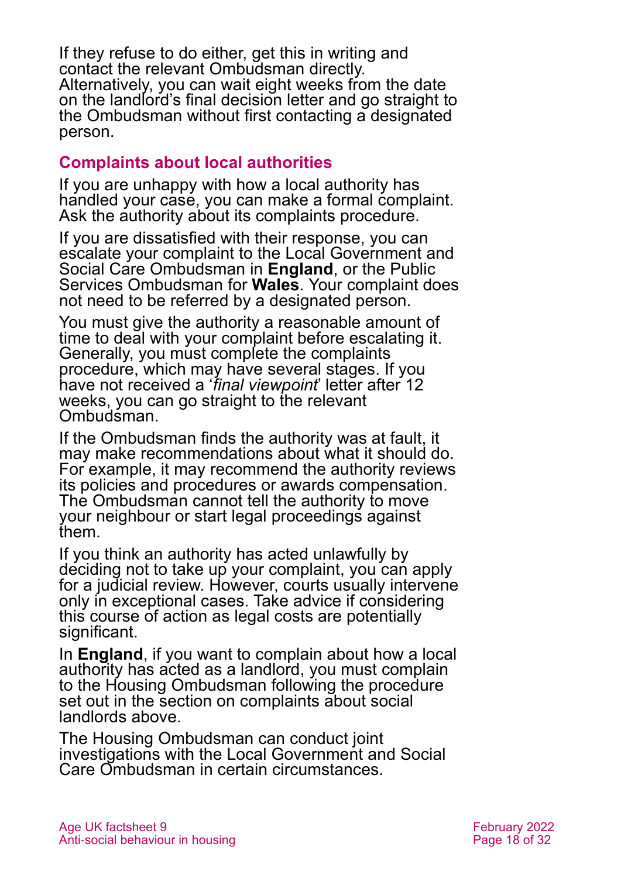If they refuse to do either, get this in writing and contact the relevant Ombudsman directly. Alternatively, you can wait eight weeks from the date on the landlord's final decision letter and go straight to the Ombudsman without first contacting a designated person.

### Complaints about local authorities

If you are unhappy with how a local authority has handled your case, you can make a formal complaint. Ask the authority about its complaints procedure.

If you are dissatisfied with their response, you can escalate your complaint to the Local Government and Social Care Ombudsman in **England**, or the Public Services Ombudsman for **Wales**. Your complaint does not need to be referred by a designated person.

You must give the authority a reasonable amount of time to deal with your complaint before escalating it. Generally, you must complete the complaints procedure, which may have several stages. If you have not received a '*final viewpoint*' letter after 12 weeks, you can go straight to the relevant Ombudsman.

If the Ombudsman finds the authority was at fault, it may make recommendations about what it should do. For example, it may recommend the authority reviews its policies and procedures or awards compensation. The Ombudsman cannot tell the authority to move your neighbour or start legal proceedings against them.

If you think an authority has acted unlawfully by deciding not to take up your complaint, you can apply for a judicial review. However, courts usually intervene only in exceptional cases. Take advice if considering this course of action as legal costs are potentially significant.

In **England**, if you want to complain about how a local authority has acted as a landlord, you must complain to the Housing Ombudsman following the procedure set out in the section on complaints about social landlords above.

The Housing Ombudsman can conduct joint investigations with the Local Government and Social Care Ombudsman in certain circumstances.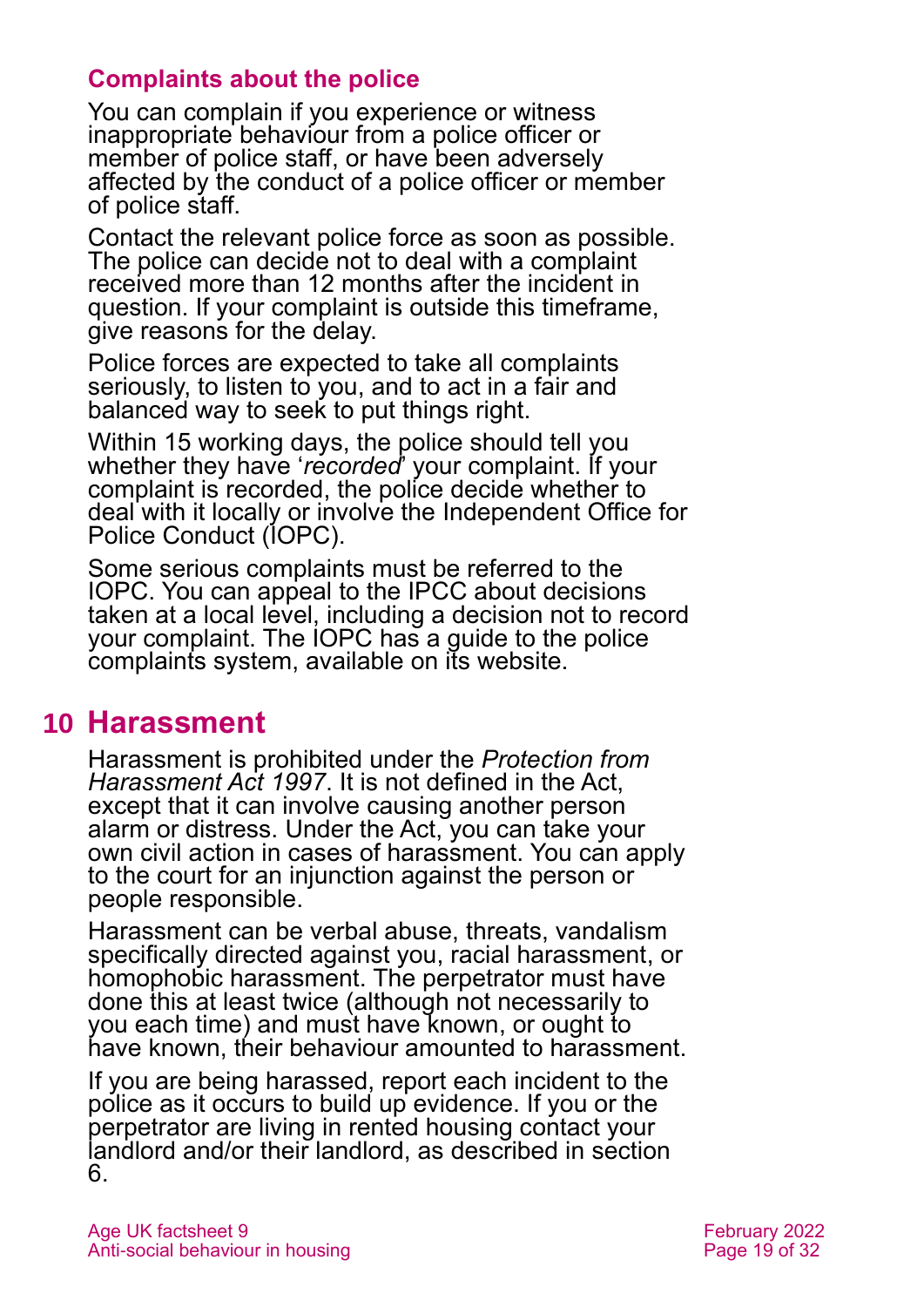### Complaints about the police

You can complain if you experience or witness inappropriate behaviour from a police officer or member of police staff, or have been adversely affected by the conduct of a police officer or member of police staff.

Contact the relevant police force as soon as possible. The police can decide not to deal with a complaint received more than 12 months after the incident in question. If your complaint is outside this timeframe, give reasons for the delay.

Police forces are expected to take all complaints seriously, to listen to you, and to act in a fair and balanced way to seek to put things right.

Within 15 working days, the police should tell you whether they have '*recorded*' your complaint. If your complaint is recorded, the police decide whether to deal with it locally or involve the Independent Office for Police Conduct (IOPC).

Some serious complaints must be referred to the IOPC. You can appeal to the IPCC about decisions taken at a local level, including a decision not to record your complaint. The IOPC has a guide to the police complaints system, available on its website.

## 10 Harassment

Harassment is prohibited under the *Protection from Harassment Act 1997*. It is not defined in the Act, except that it can involve causing another person alarm or distress. Under the Act, you can take your own civil action in cases of harassment. You can apply to the court for an injunction against the person or people responsible.

Harassment can be verbal abuse, threats, vandalism specifically directed against you, racial harassment, or homophobic harassment. The perpetrator must have done this at least twice (although not necessarily to you each time) and must have known, or ought to have known, their behaviour amounted to harassment.

If you are being harassed, report each incident to the police as it occurs to build up evidence. If you or the perpetrator are living in rented housing contact your landlord and/or their landlord, as described in section 6.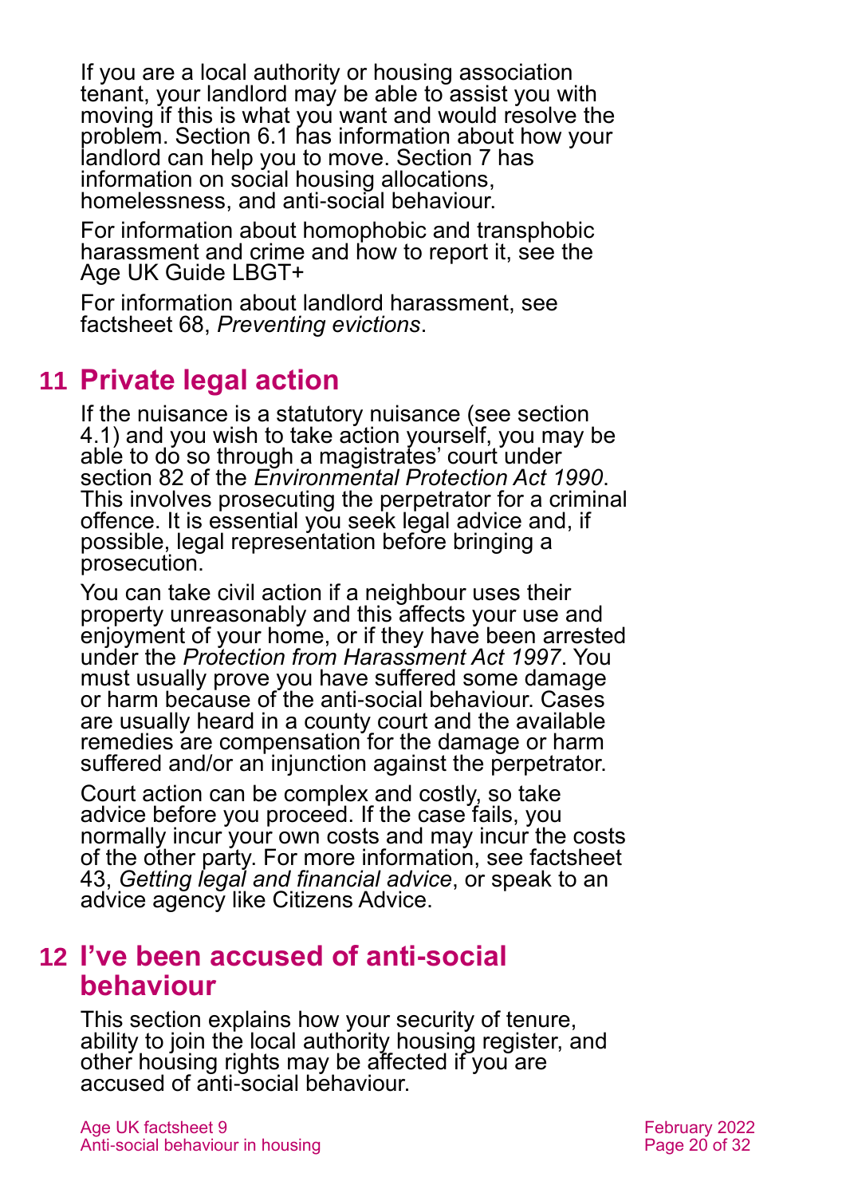If you are a local authority or housing association tenant, your landlord may be able to assist you with moving if this is what you want and would resolve the problem. Section 6.1 has information about how your landlord can help you to move. Section 7 has information on social housing allocations, homelessness, and anti-social behaviour.

For information about homophobic and transphobic harassment and crime and how to report it, see the Age UK Guide LBGT+

For information about landlord harassment, see factsheet 68, *Preventing evictions*.

## 11 Private legal action

If the nuisance is a statutory nuisance (see section 4.1) and you wish to take action yourself, you may be able to do so through a magistrates' court under section 82 of the *Environmental Protection Act 1990*. This involves prosecuting the perpetrator for a criminal offence. It is essential you seek legal advice and, if possible, legal representation before bringing a prosecution.

You can take civil action if a neighbour uses their property unreasonably and this affects your use and enjoyment of your home, or if they have been arrested under the *Protection from Harassment Act 1997*. You must usually prove you have suffered some damage or harm because of the anti-social behaviour. Cases are usually heard in a county court and the available remedies are compensation for the damage or harm suffered and/or an injunction against the perpetrator.

Court action can be complex and costly, so take advice before you proceed. If the case fails, you normally incur your own costs and may incur the costs of the other party. For more information, see factsheet 43, *Getting legal and financial advice*, or speak to an advice agency like Citizens Advice.

## 12 I've been accused of anti-social behaviour

This section explains how your security of tenure, ability to join the local authority housing register, and other housing rights may be affected if you are accused of anti-social behaviour.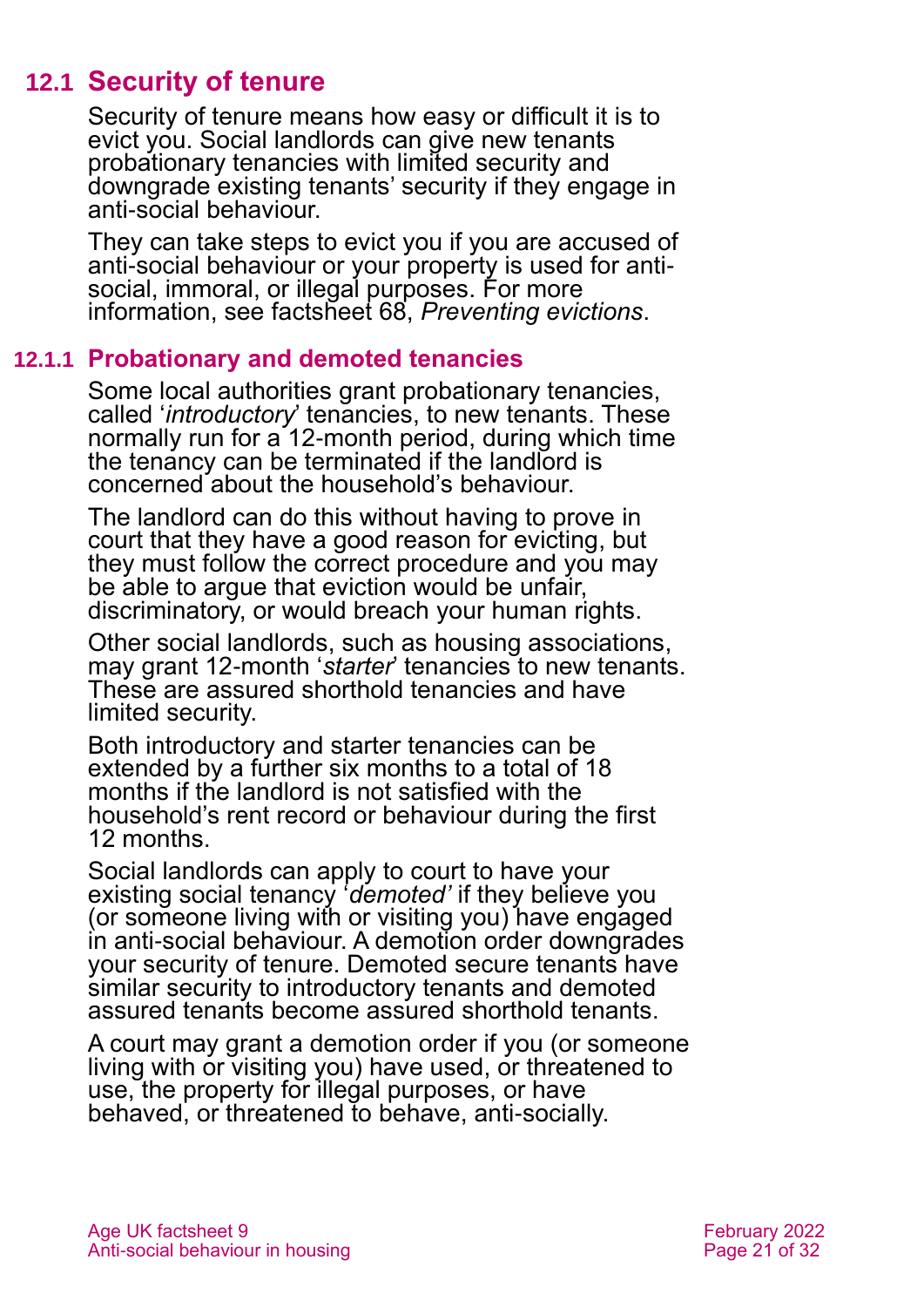## 12.1 Security of tenure

Security of tenure means how easy or difficult it is to evict you. Social landlords can give new tenants probationary tenancies with limited security and downgrade existing tenants' security if they engage in anti-social behaviour.

They can take steps to evict you if you are accused of anti-social behaviour or your property is used for anti-social, immoral, or illegal purposes. For more information, see factsheet 68, *Preventing evictions*.

### 12.1.1 Probationary and demoted tenancies

Some local authorities grant probationary tenancies, called '*introductory*' tenancies, to new tenants. These normally run for a 12-month period, during which time the tenancy can be terminated if the landlord is concerned about the household's behaviour.

The landlord can do this without having to prove in court that they have a good reason for evicting, but they must follow the correct procedure and you may be able to argue that eviction would be unfair, discriminatory, or would breach your human rights.

Other social landlords, such as housing associations, may grant 12-month '*starter*' tenancies to new tenants. These are assured shorthold tenancies and have limited security.

Both introductory and starter tenancies can be extended by a further six months to a total of 18 months if the landlord is not satisfied with the household's rent record or behaviour during the first 12 months.

Social landlords can apply to court to have your existing social tenancy '*demoted'* if they believe you (or someone living with or visiting you) have engaged in anti-social behaviour. A demotion order downgrades your security of tenure. Demoted secure tenants have similar security to introductory tenants and demoted assured tenants become assured shorthold tenants.

A court may grant a demotion order if you (or someone living with or visiting you) have used, or threatened to use, the property for illegal purposes, or have behaved, or threatened to behave, anti-socially.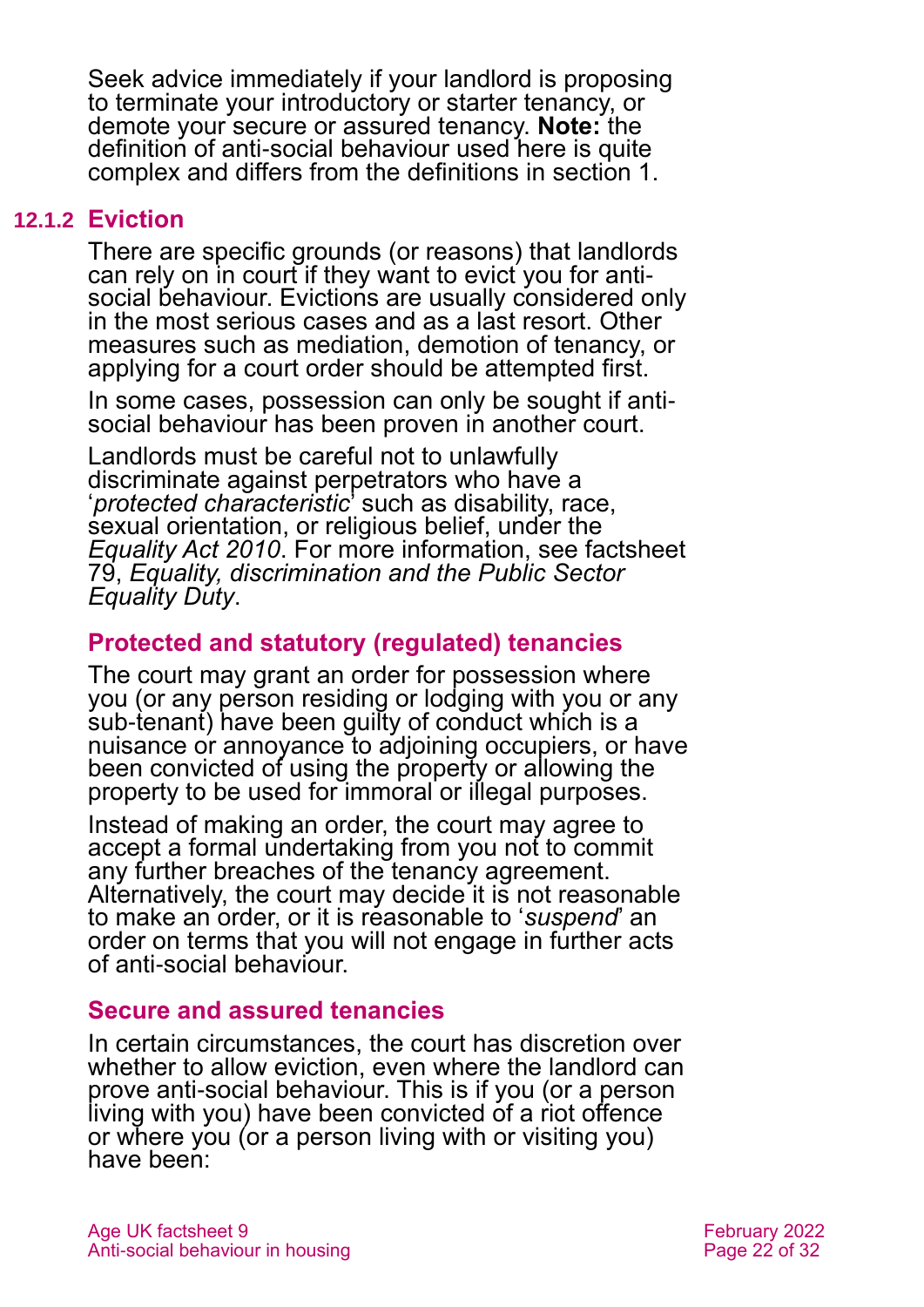Seek advice immediately if your landlord is proposing to terminate your introductory or starter tenancy, or demote your secure or assured tenancy. **Note:** the definition of anti-social behaviour used here is quite complex and differs from the definitions in section 1.

### 12.1.2 Eviction

There are specific grounds (or reasons) that landlords can rely on in court if they want to evict you for anti-social behaviour. Evictions are usually considered only in the most serious cases and as a last resort. Other measures such as mediation, demotion of tenancy, or applying for a court order should be attempted first.

In some cases, possession can only be sought if anti-social behaviour has been proven in another court.

Landlords must be careful not to unlawfully discriminate against perpetrators who have a '*protected characteristic*' such as disability, race, sexual orientation, or religious belief, under the *Equality Act 2010*. For more information, see factsheet 79, *Equality, discrimination and the Public Sector Equality Duty*.

#### Protected and statutory (regulated) tenancies

The court may grant an order for possession where you (or any person residing or lodging with you or any sub-tenant) have been guilty of conduct which is a nuisance or annoyance to adjoining occupiers, or have been convicted of using the property or allowing the property to be used for immoral or illegal purposes.

Instead of making an order, the court may agree to accept a formal undertaking from you not to commit any further breaches of the tenancy agreement. Alternatively, the court may decide it is not reasonable to make an order, or it is reasonable to '*suspend*' an order on terms that you will not engage in further acts of anti-social behaviour.

#### Secure and assured tenancies

In certain circumstances, the court has discretion over whether to allow eviction, even where the landlord can prove anti-social behaviour. This is if you (or a person living with you) have been convicted of a riot offence or where you (or a person living with or visiting you) have been: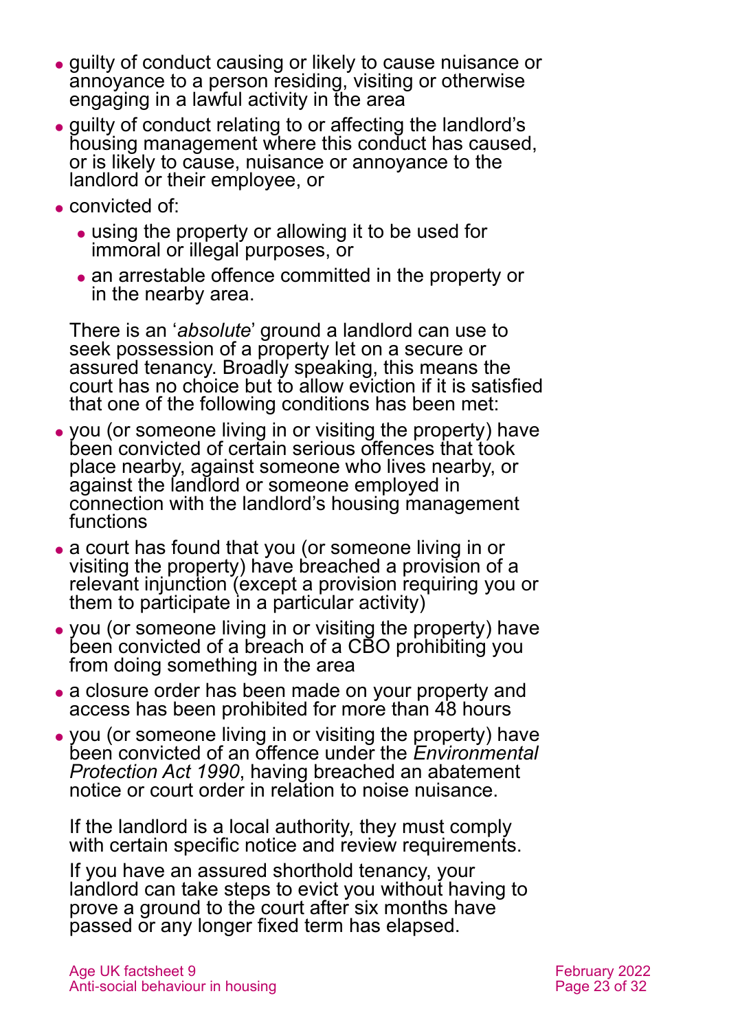- guilty of conduct causing or likely to cause nuisance or annoyance to a person residing, visiting or otherwise engaging in a lawful activity in the area
- guilty of conduct relating to or affecting the landlord's housing management where this conduct has caused, or is likely to cause, nuisance or annoyance to the landlord or their employee, or
- convicted of:
  - using the property or allowing it to be used for immoral or illegal purposes, or
  - an arrestable offence committed in the property or in the nearby area.

There is an '*absolute*' ground a landlord can use to seek possession of a property let on a secure or assured tenancy. Broadly speaking, this means the court has no choice but to allow eviction if it is satisfied that one of the following conditions has been met:

- you (or someone living in or visiting the property) have been convicted of certain serious offences that took place nearby, against someone who lives nearby, or against the landlord or someone employed in connection with the landlord's housing management functions
- a court has found that you (or someone living in or visiting the property) have breached a provision of a relevant injunction (except a provision requiring you or them to participate in a particular activity)
- you (or someone living in or visiting the property) have been convicted of a breach of a CBO prohibiting you from doing something in the area
- a closure order has been made on your property and access has been prohibited for more than 48 hours
- you (or someone living in or visiting the property) have been convicted of an offence under the *Environmental Protection Act 1990*, having breached an abatement notice or court order in relation to noise nuisance.

If the landlord is a local authority, they must comply with certain specific notice and review requirements.

If you have an assured shorthold tenancy, your landlord can take steps to evict you without having to prove a ground to the court after six months have passed or any longer fixed term has elapsed.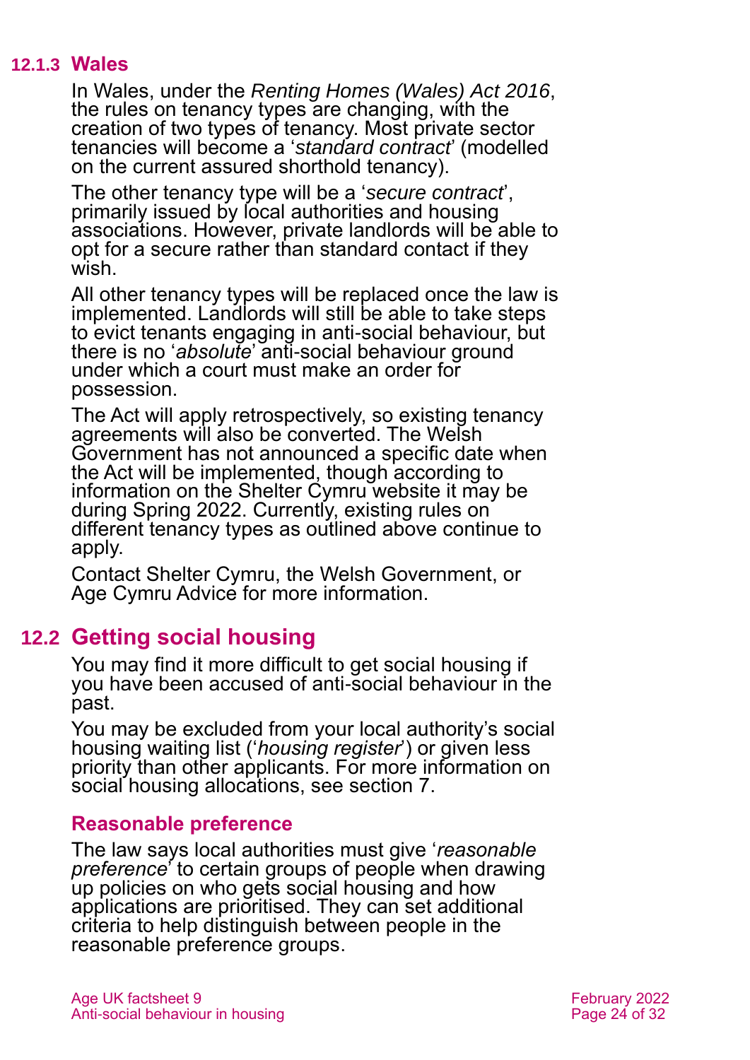### 12.1.3 Wales

In Wales, under the *Renting Homes (Wales) Act 2016*, the rules on tenancy types are changing, with the creation of two types of tenancy. Most private sector tenancies will become a '*standard contract*' (modelled on the current assured shorthold tenancy).

The other tenancy type will be a '*secure contract*', primarily issued by local authorities and housing associations. However, private landlords will be able to opt for a secure rather than standard contact if they wish.

All other tenancy types will be replaced once the law is implemented. Landlords will still be able to take steps to evict tenants engaging in anti-social behaviour, but there is no '*absolute*' anti-social behaviour ground under which a court must make an order for possession.

The Act will apply retrospectively, so existing tenancy agreements will also be converted. The Welsh Government has not announced a specific date when the Act will be implemented, though according to information on the Shelter Cymru website it may be during Spring 2022. Currently, existing rules on different tenancy types as outlined above continue to apply.

Contact Shelter Cymru, the Welsh Government, or Age Cymru Advice for more information.

## 12.2 Getting social housing

You may find it more difficult to get social housing if you have been accused of anti-social behaviour in the past.

You may be excluded from your local authority's social housing waiting list ('*housing register*') or given less priority than other applicants. For more information on social housing allocations, see section 7.

### Reasonable preference

The law says local authorities must give '*reasonable preference*' to certain groups of people when drawing up policies on who gets social housing and how applications are prioritised. They can set additional criteria to help distinguish between people in the reasonable preference groups.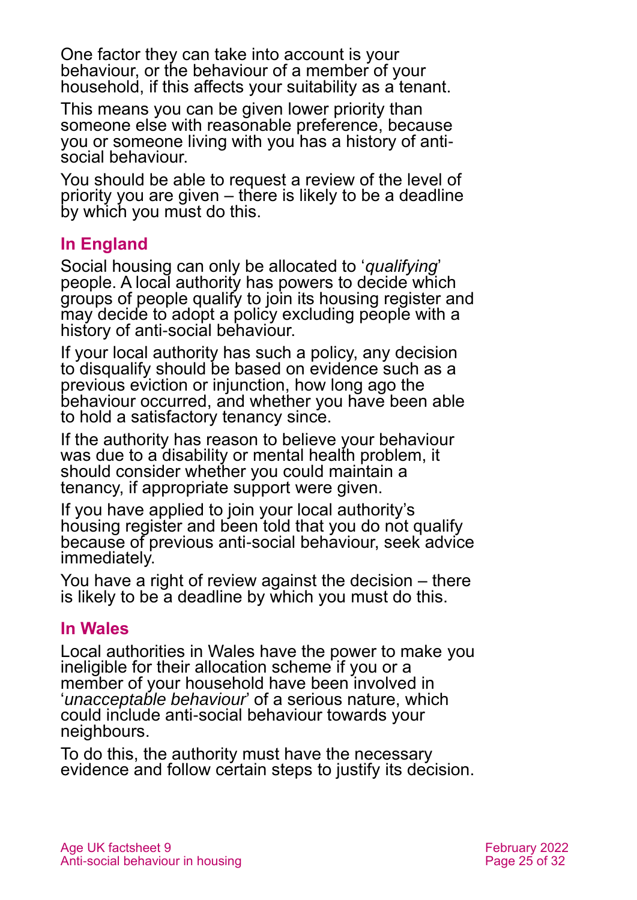One factor they can take into account is your behaviour, or the behaviour of a member of your household, if this affects your suitability as a tenant.

This means you can be given lower priority than someone else with reasonable preference, because you or someone living with you has a history of anti-social behaviour.

You should be able to request a review of the level of priority you are given – there is likely to be a deadline by which you must do this.

### In England

Social housing can only be allocated to '*qualifying*' people. A local authority has powers to decide which groups of people qualify to join its housing register and may decide to adopt a policy excluding people with a history of anti-social behaviour.

If your local authority has such a policy, any decision to disqualify should be based on evidence such as a previous eviction or injunction, how long ago the behaviour occurred, and whether you have been able to hold a satisfactory tenancy since.

If the authority has reason to believe your behaviour was due to a disability or mental health problem, it should consider whether you could maintain a tenancy, if appropriate support were given.

If you have applied to join your local authority's housing register and been told that you do not qualify because of previous anti-social behaviour, seek advice immediately.

You have a right of review against the decision – there is likely to be a deadline by which you must do this.

### In Wales

Local authorities in Wales have the power to make you ineligible for their allocation scheme if you or a member of your household have been involved in '*unacceptable behaviour*' of a serious nature, which could include anti-social behaviour towards your neighbours.

To do this, the authority must have the necessary evidence and follow certain steps to justify its decision.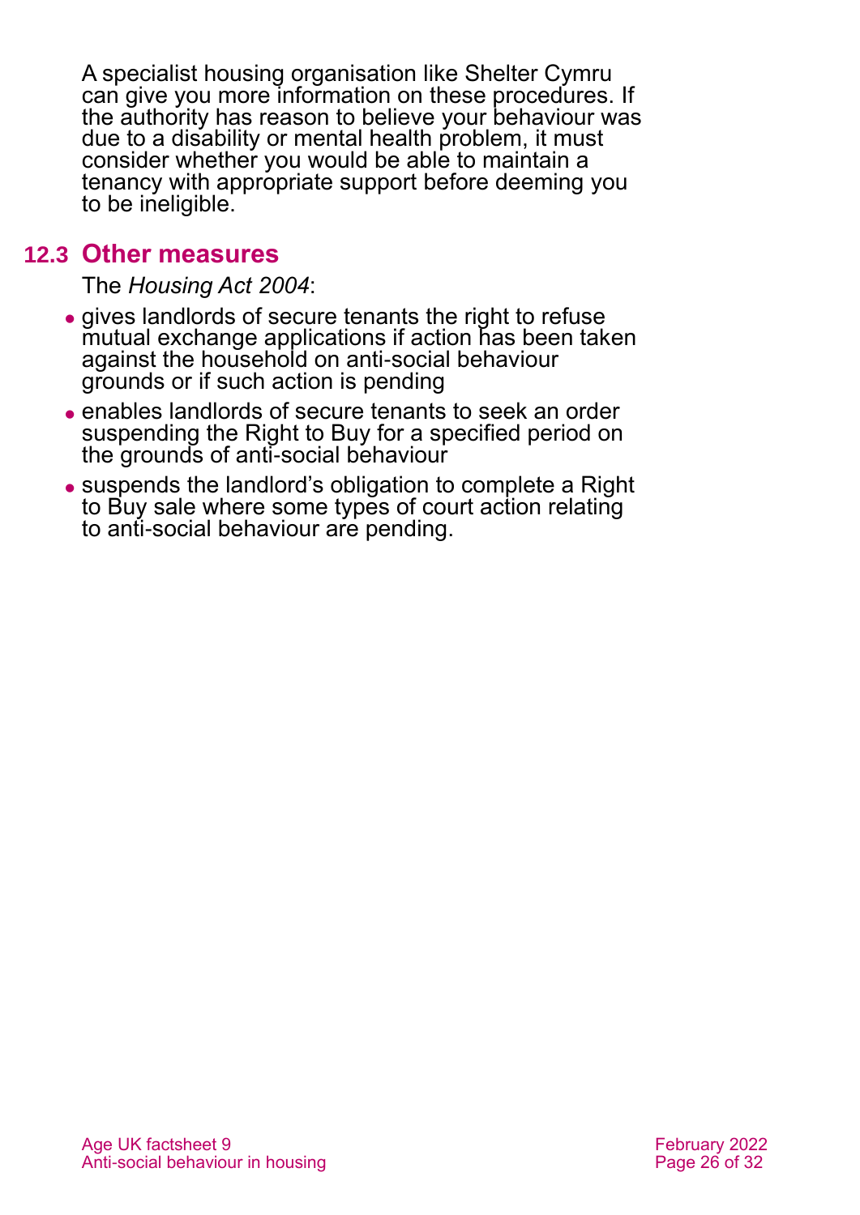A specialist housing organisation like Shelter Cymru can give you more information on these procedures. If the authority has reason to believe your behaviour was due to a disability or mental health problem, it must consider whether you would be able to maintain a tenancy with appropriate support before deeming you to be ineligible.

## 12.3 Other measures

The *Housing Act 2004*:

- gives landlords of secure tenants the right to refuse mutual exchange applications if action has been taken against the household on anti-social behaviour grounds or if such action is pending
- enables landlords of secure tenants to seek an order suspending the Right to Buy for a specified period on the grounds of anti-social behaviour
- suspends the landlord's obligation to complete a Right to Buy sale where some types of court action relating to anti-social behaviour are pending.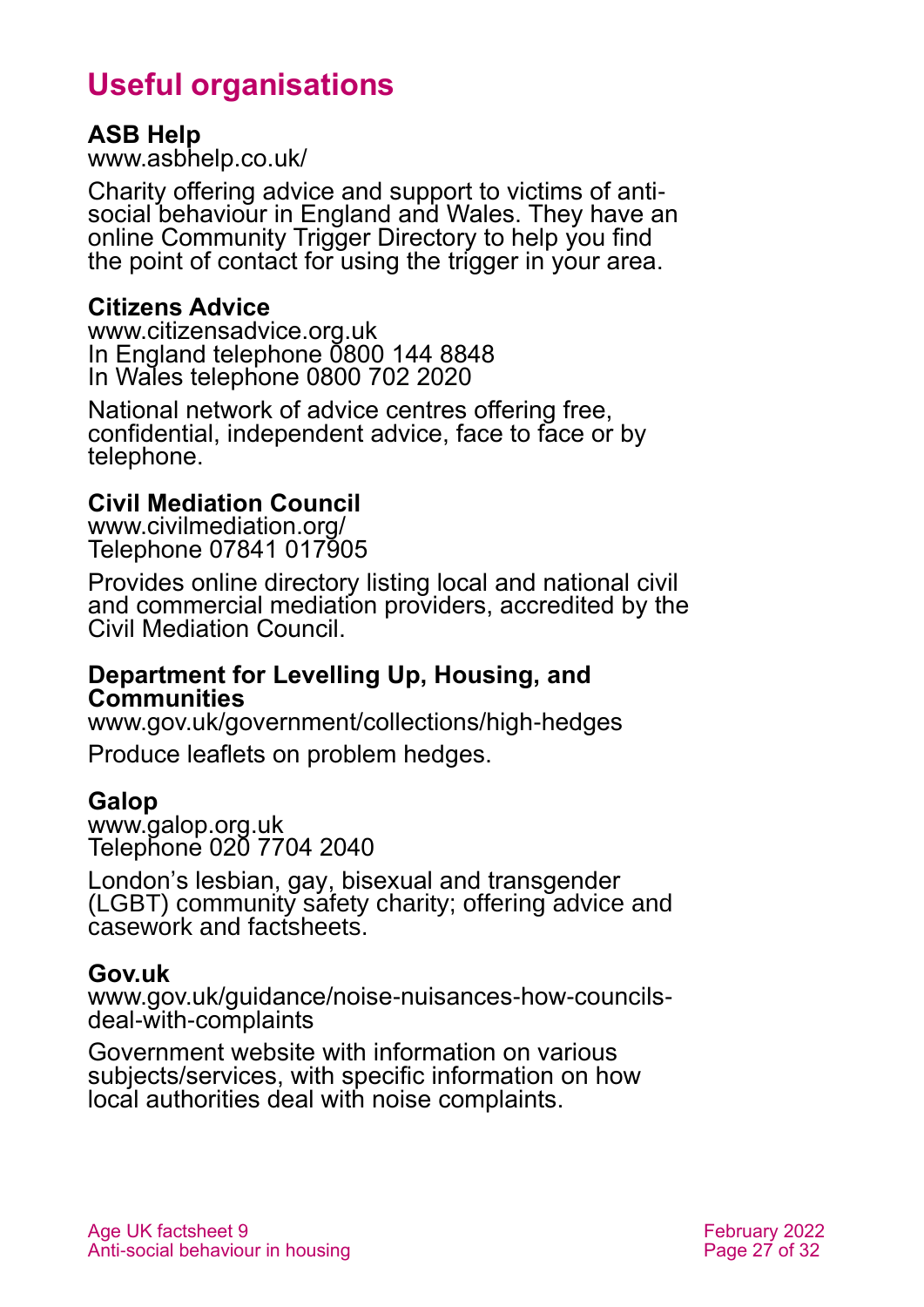# Useful organisations

**ASB Help**
www.asbhelp.co.uk/

Charity offering advice and support to victims of anti-social behaviour in England and Wales. They have an online Community Trigger Directory to help you find the point of contact for using the trigger in your area.

**Citizens Advice**
www.citizensadvice.org.uk
In England telephone 0800 144 8848
In Wales telephone 0800 702 2020

National network of advice centres offering free, confidential, independent advice, face to face or by telephone.

**Civil Mediation Council**
www.civilmediation.org/
Telephone 07841 017905

Provides online directory listing local and national civil and commercial mediation providers, accredited by the Civil Mediation Council.

**Department for Levelling Up, Housing, and Communities**
www.gov.uk/government/collections/high-hedges

Produce leaflets on problem hedges.

**Galop**
www.galop.org.uk
Telephone 020 7704 2040

London's lesbian, gay, bisexual and transgender (LGBT) community safety charity; offering advice and casework and factsheets.

**Gov.uk**
www.gov.uk/guidance/noise-nuisances-how-councils-deal-with-complaints

Government website with information on various subjects/services, with specific information on how local authorities deal with noise complaints.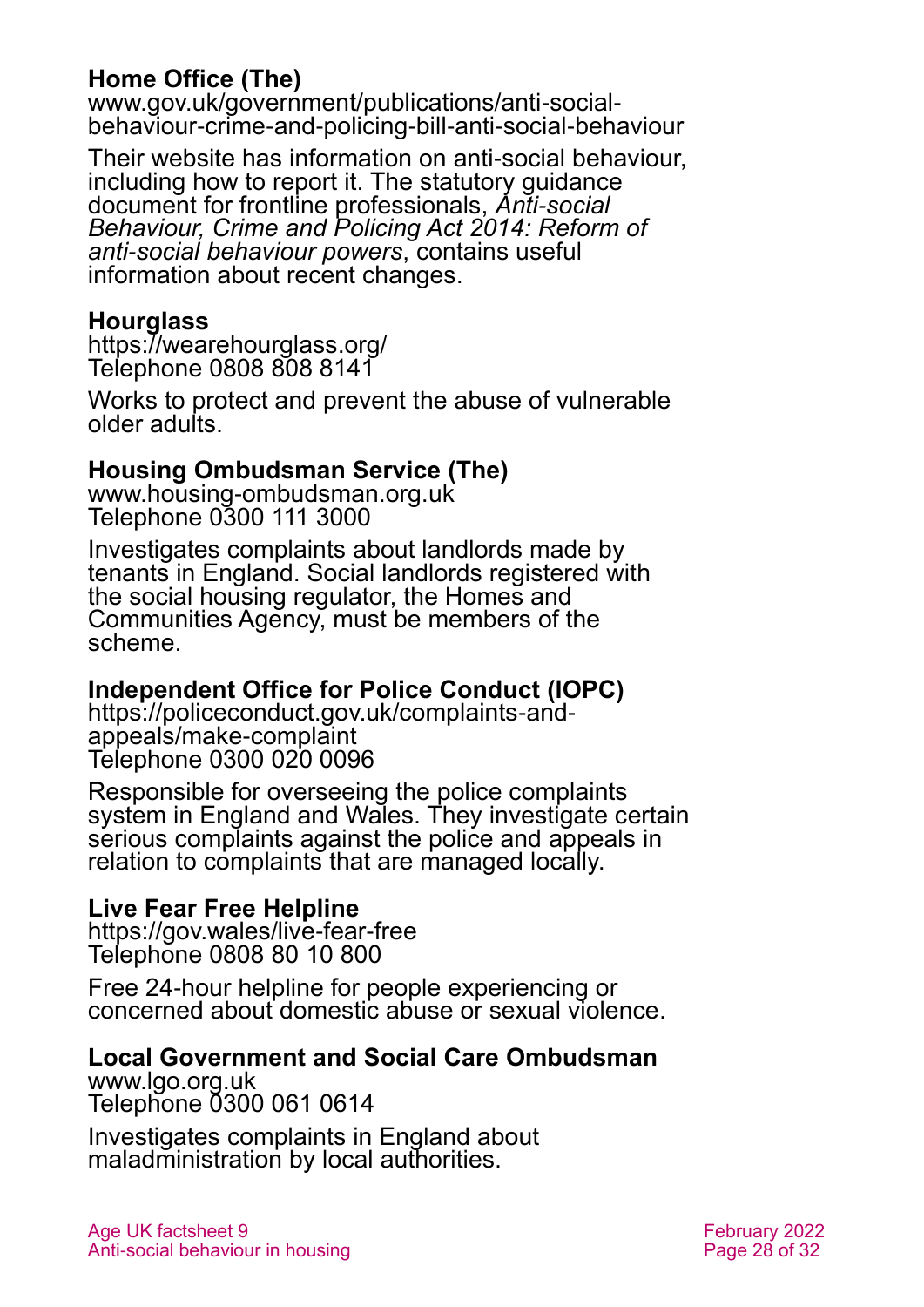**Home Office (The)**
www.gov.uk/government/publications/anti-social-behaviour-crime-and-policing-bill-anti-social-behaviour

Their website has information on anti-social behaviour, including how to report it. The statutory guidance document for frontline professionals, *Anti-social Behaviour, Crime and Policing Act 2014: Reform of anti-social behaviour powers*, contains useful information about recent changes.

**Hourglass**
https://wearehourglass.org/
Telephone 0808 808 8141

Works to protect and prevent the abuse of vulnerable older adults.

**Housing Ombudsman Service (The)**
www.housing-ombudsman.org.uk
Telephone 0300 111 3000

Investigates complaints about landlords made by tenants in England. Social landlords registered with the social housing regulator, the Homes and Communities Agency, must be members of the scheme.

**Independent Office for Police Conduct (IOPC)**
https://policeconduct.gov.uk/complaints-and-appeals/make-complaint
Telephone 0300 020 0096

Responsible for overseeing the police complaints system in England and Wales. They investigate certain serious complaints against the police and appeals in relation to complaints that are managed locally.

**Live Fear Free Helpline**
https://gov.wales/live-fear-free
Telephone 0808 80 10 800

Free 24-hour helpline for people experiencing or concerned about domestic abuse or sexual violence.

**Local Government and Social Care Ombudsman**
www.lgo.org.uk
Telephone 0300 061 0614

Investigates complaints in England about maladministration by local authorities.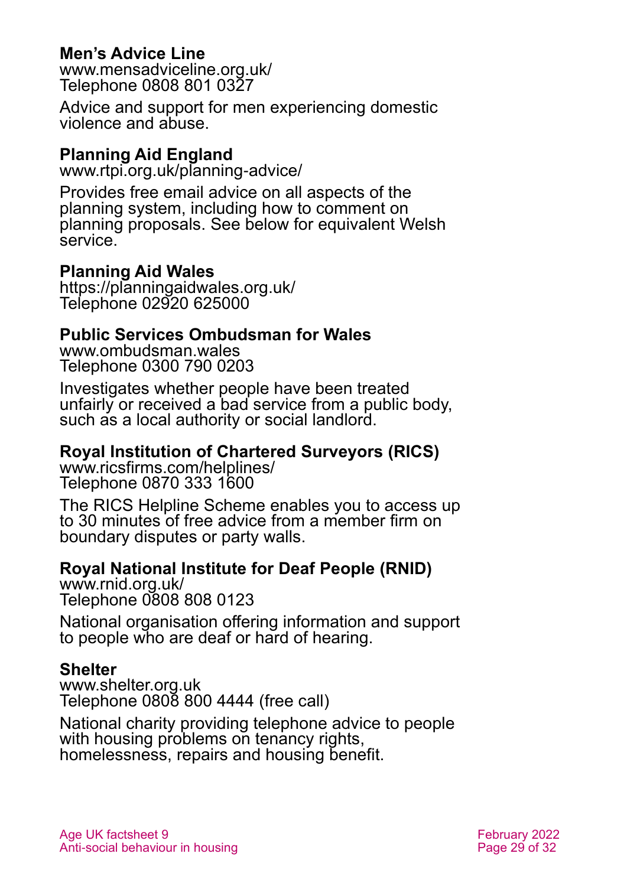**Men's Advice Line**
www.mensadviceline.org.uk/
Telephone 0808 801 0327

Advice and support for men experiencing domestic violence and abuse.

**Planning Aid England**
www.rtpi.org.uk/planning-advice/

Provides free email advice on all aspects of the planning system, including how to comment on planning proposals. See below for equivalent Welsh service.

**Planning Aid Wales**
https://planningaidwales.org.uk/
Telephone 02920 625000

**Public Services Ombudsman for Wales**
www.ombudsman.wales
Telephone 0300 790 0203

Investigates whether people have been treated unfairly or received a bad service from a public body, such as a local authority or social landlord.

**Royal Institution of Chartered Surveyors (RICS)**
www.ricsfirms.com/helplines/
Telephone 0870 333 1600

The RICS Helpline Scheme enables you to access up to 30 minutes of free advice from a member firm on boundary disputes or party walls.

**Royal National Institute for Deaf People (RNID)**
www.rnid.org.uk/
Telephone 0808 808 0123

National organisation offering information and support to people who are deaf or hard of hearing.

**Shelter**
www.shelter.org.uk
Telephone 0808 800 4444 (free call)

National charity providing telephone advice to people with housing problems on tenancy rights, homelessness, repairs and housing benefit.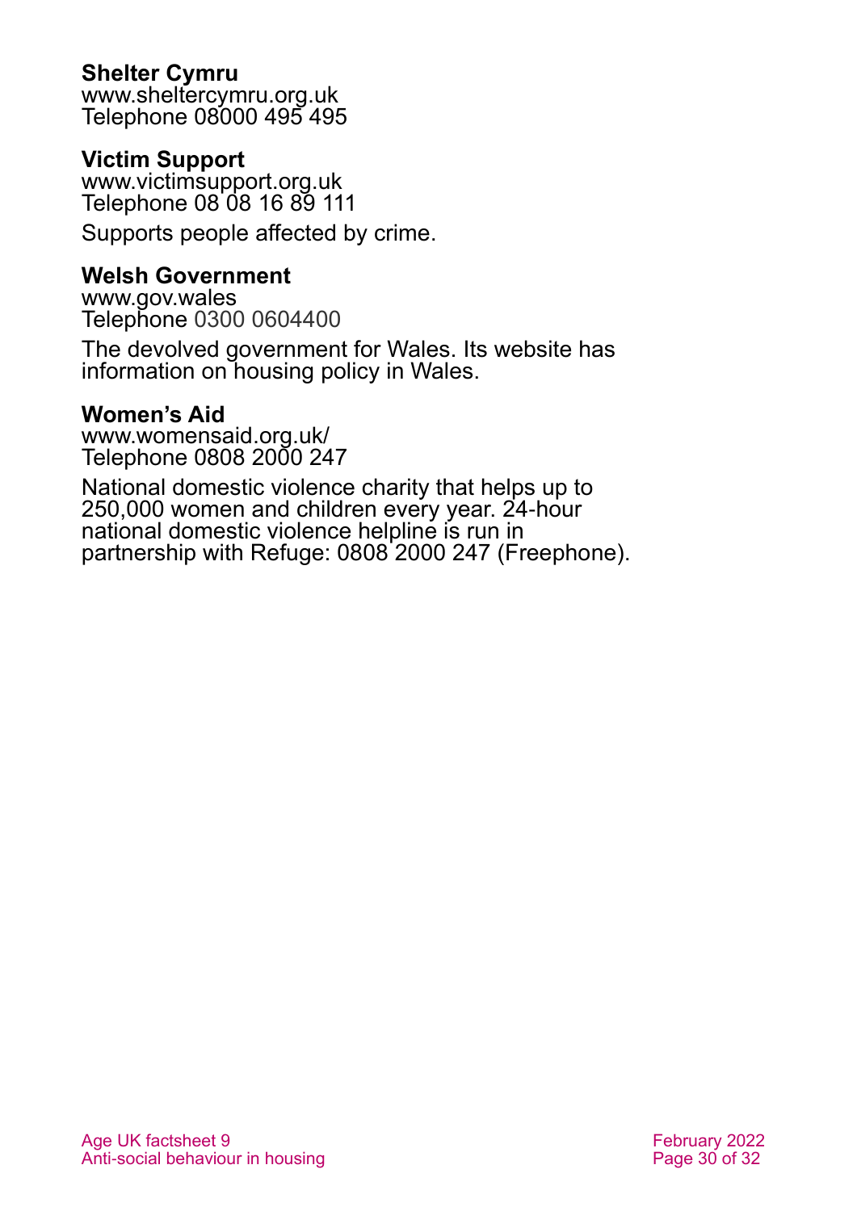**Shelter Cymru**
www.sheltercymru.org.uk
Telephone 08000 495 495

**Victim Support**
www.victimsupport.org.uk
Telephone 08 08 16 89 111

Supports people affected by crime.

**Welsh Government**
www.gov.wales
Telephone 0300 0604400

The devolved government for Wales. Its website has information on housing policy in Wales.

**Women's Aid**
www.womensaid.org.uk/
Telephone 0808 2000 247

National domestic violence charity that helps up to 250,000 women and children every year. 24-hour national domestic violence helpline is run in partnership with Refuge: 0808 2000 247 (Freephone).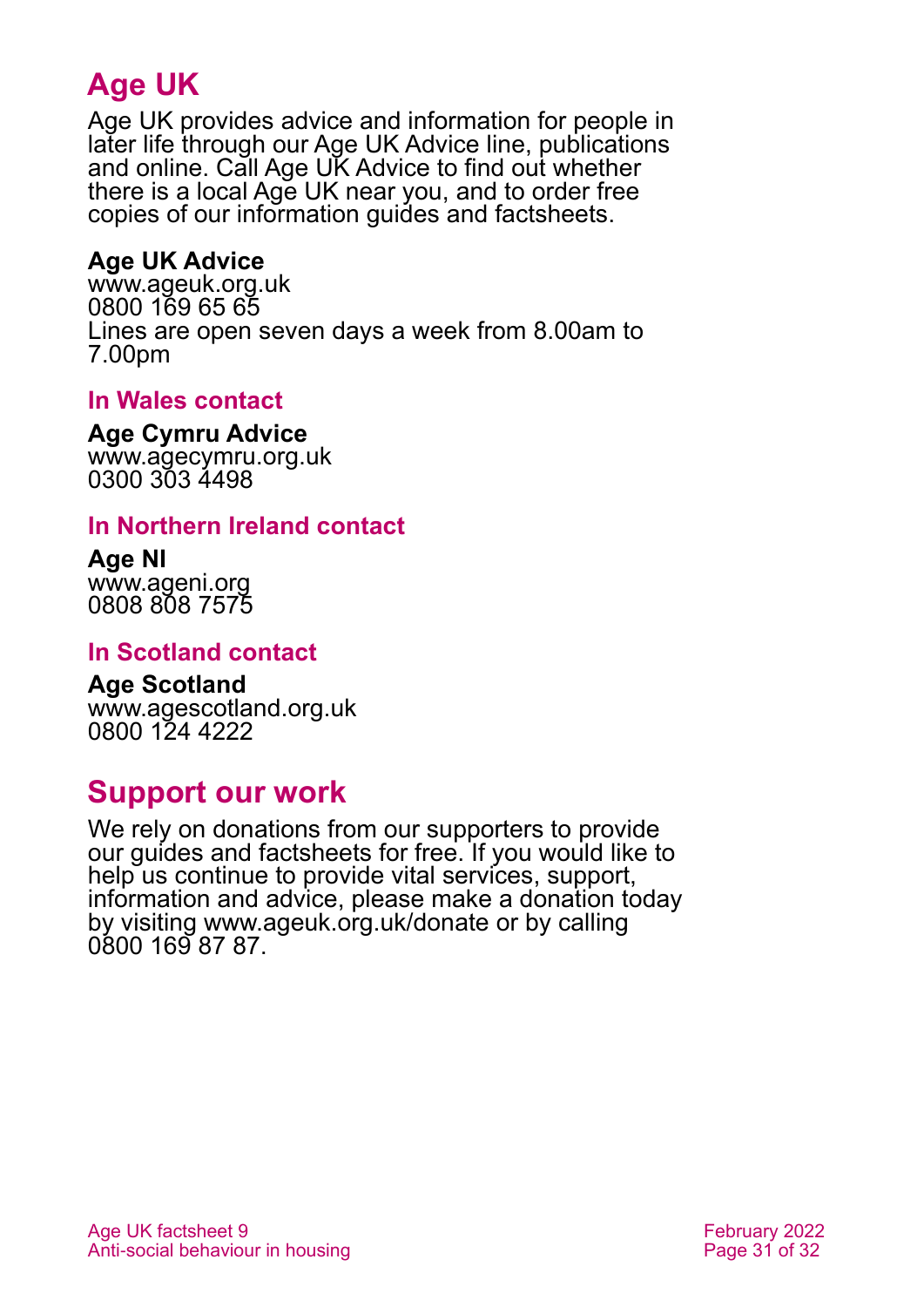## Age UK

Age UK provides advice and information for people in later life through our Age UK Advice line, publications and online. Call Age UK Advice to find out whether there is a local Age UK near you, and to order free copies of our information guides and factsheets.

**Age UK Advice**
www.ageuk.org.uk
0800 169 65 65
Lines are open seven days a week from 8.00am to 7.00pm

### In Wales contact

**Age Cymru Advice**
www.agecymru.org.uk
0300 303 4498

### In Northern Ireland contact

**Age NI**
www.ageni.org
0808 808 7575

### In Scotland contact

**Age Scotland**
www.agescotland.org.uk
0800 124 4222

## Support our work

We rely on donations from our supporters to provide our guides and factsheets for free. If you would like to help us continue to provide vital services, support, information and advice, please make a donation today by visiting www.ageuk.org.uk/donate or by calling 0800 169 87 87.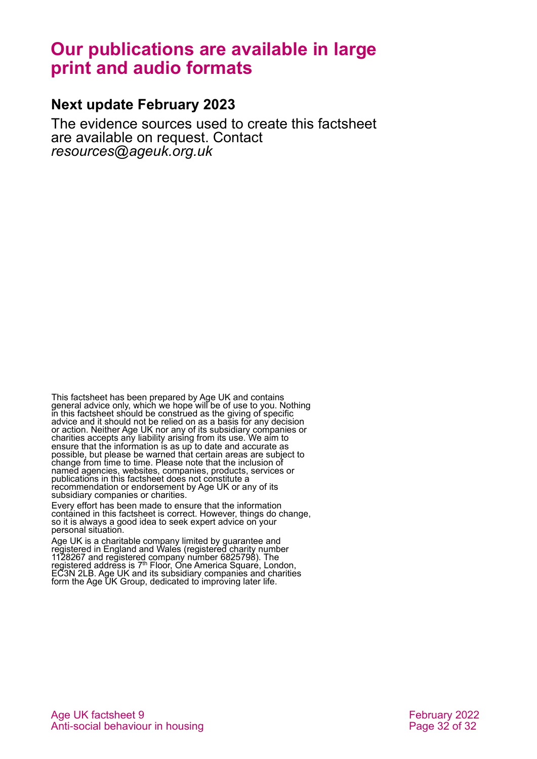# Our publications are available in large print and audio formats

## Next update February 2023

The evidence sources used to create this factsheet are available on request. Contact *resources@ageuk.org.uk*

This factsheet has been prepared by Age UK and contains general advice only, which we hope will be of use to you. Nothing in this factsheet should be construed as the giving of specific advice and it should not be relied on as a basis for any decision or action. Neither Age UK nor any of its subsidiary companies or charities accepts any liability arising from its use. We aim to ensure that the information is as up to date and accurate as possible, but please be warned that certain areas are subject to change from time to time. Please note that the inclusion of named agencies, websites, companies, products, services or publications in this factsheet does not constitute a recommendation or endorsement by Age UK or any of its subsidiary companies or charities.

Every effort has been made to ensure that the information contained in this factsheet is correct. However, things do change, so it is always a good idea to seek expert advice on your personal situation.

Age UK is a charitable company limited by guarantee and registered in England and Wales (registered charity number 1128267 and registered company number 6825798). The registered address is 7th Floor, One America Square, London, EC3N 2LB. Age UK and its subsidiary companies and charities form the Age UK Group, dedicated to improving later life.